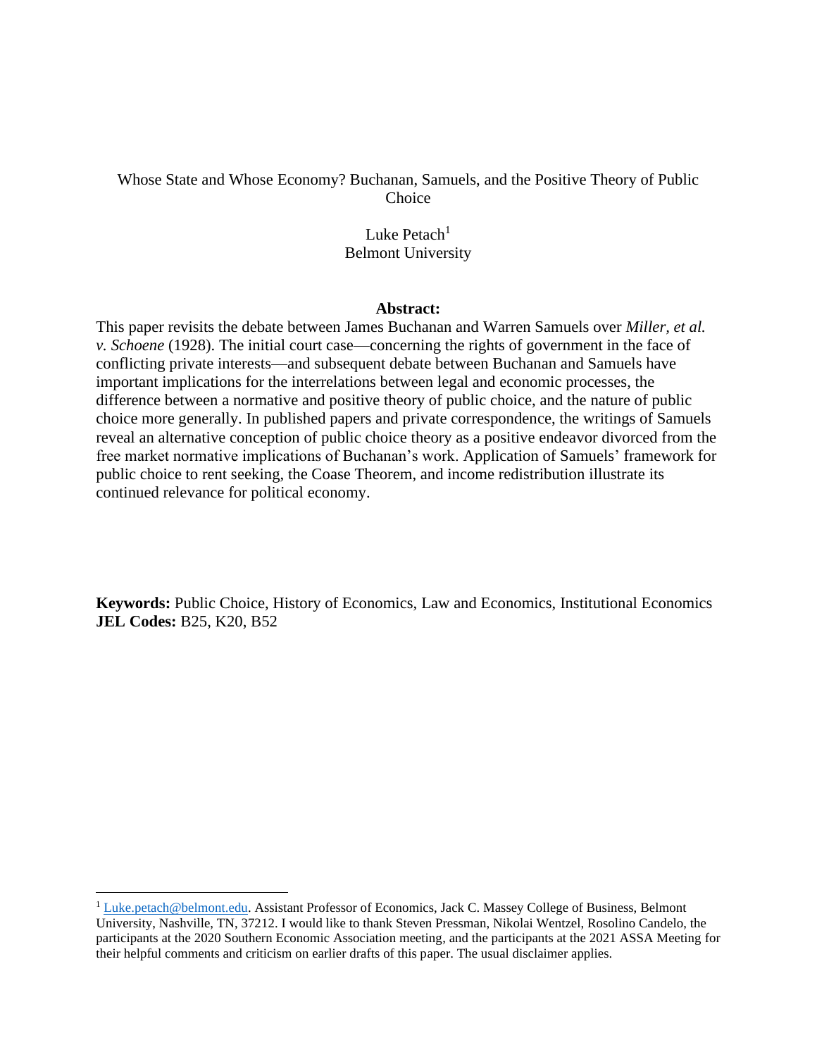# Whose State and Whose Economy? Buchanan, Samuels, and the Positive Theory of Public Choice

Luke Petach[1]
Belmont University

**Abstract:**

This paper revisits the debate between James Buchanan and Warren Samuels over *Miller, et al. v. Schoene* (1928). The initial court case—concerning the rights of government in the face of conflicting private interests—and subsequent debate between Buchanan and Samuels have important implications for the interrelations between legal and economic processes, the difference between a normative and positive theory of public choice, and the nature of public choice more generally. In published papers and private correspondence, the writings of Samuels reveal an alternative conception of public choice theory as a positive endeavor divorced from the free market normative implications of Buchanan's work. Application of Samuels' framework for public choice to rent seeking, the Coase Theorem, and income redistribution illustrate its continued relevance for political economy.

**Keywords:** Public Choice, History of Economics, Law and Economics, Institutional Economics
**JEL Codes:** B25, K20, B52

[1] Luke.petach@belmont.edu. Assistant Professor of Economics, Jack C. Massey College of Business, Belmont University, Nashville, TN, 37212. I would like to thank Steven Pressman, Nikolai Wentzel, Rosolino Candelo, the participants at the 2020 Southern Economic Association meeting, and the participants at the 2021 ASSA Meeting for their helpful comments and criticism on earlier drafts of this paper. The usual disclaimer applies.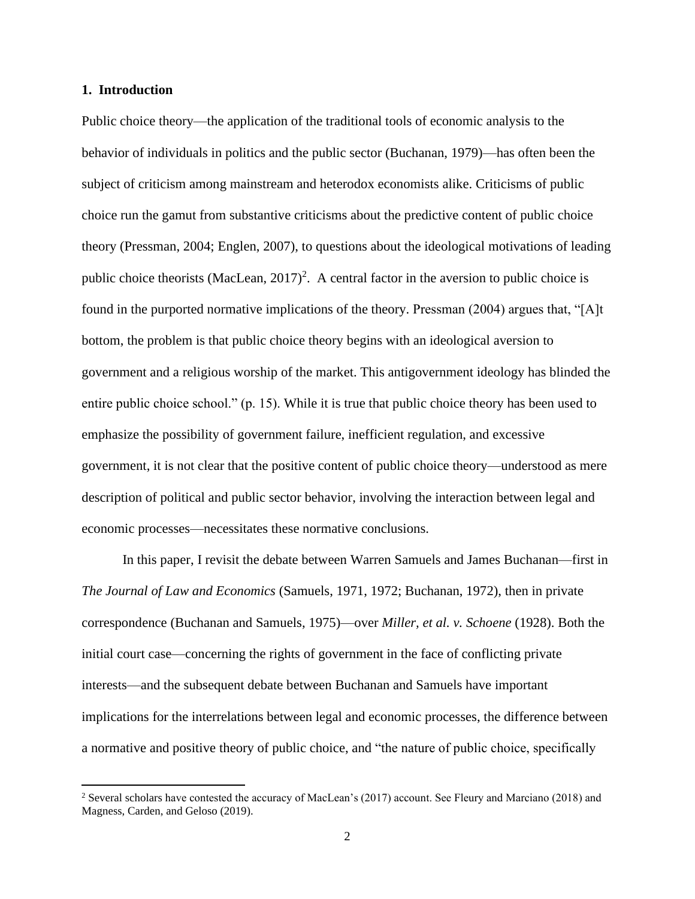## 1. Introduction

Public choice theory—the application of the traditional tools of economic analysis to the behavior of individuals in politics and the public sector (Buchanan, 1979)—has often been the subject of criticism among mainstream and heterodox economists alike. Criticisms of public choice run the gamut from substantive criticisms about the predictive content of public choice theory (Pressman, 2004; Englen, 2007), to questions about the ideological motivations of leading public choice theorists (MacLean, 2017)[2]. A central factor in the aversion to public choice is found in the purported normative implications of the theory. Pressman (2004) argues that, "[A]t bottom, the problem is that public choice theory begins with an ideological aversion to government and a religious worship of the market. This antigovernment ideology has blinded the entire public choice school." (p. 15). While it is true that public choice theory has been used to emphasize the possibility of government failure, inefficient regulation, and excessive government, it is not clear that the positive content of public choice theory—understood as mere description of political and public sector behavior, involving the interaction between legal and economic processes—necessitates these normative conclusions.

In this paper, I revisit the debate between Warren Samuels and James Buchanan—first in *The Journal of Law and Economics* (Samuels, 1971, 1972; Buchanan, 1972), then in private correspondence (Buchanan and Samuels, 1975)—over *Miller, et al. v. Schoene* (1928). Both the initial court case—concerning the rights of government in the face of conflicting private interests—and the subsequent debate between Buchanan and Samuels have important implications for the interrelations between legal and economic processes, the difference between a normative and positive theory of public choice, and "the nature of public choice, specifically

[2] Several scholars have contested the accuracy of MacLean's (2017) account. See Fleury and Marciano (2018) and Magness, Carden, and Geloso (2019).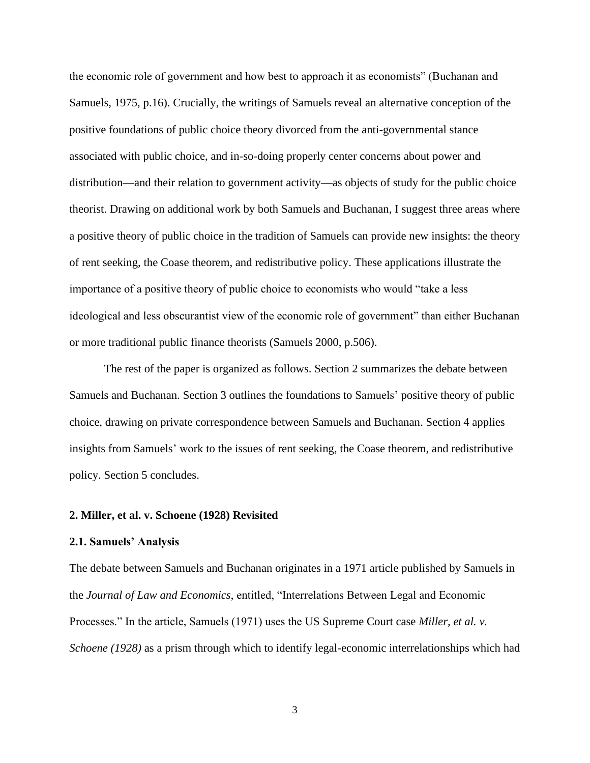the economic role of government and how best to approach it as economists" (Buchanan and Samuels, 1975, p.16). Crucially, the writings of Samuels reveal an alternative conception of the positive foundations of public choice theory divorced from the anti-governmental stance associated with public choice, and in-so-doing properly center concerns about power and distribution—and their relation to government activity—as objects of study for the public choice theorist. Drawing on additional work by both Samuels and Buchanan, I suggest three areas where a positive theory of public choice in the tradition of Samuels can provide new insights: the theory of rent seeking, the Coase theorem, and redistributive policy. These applications illustrate the importance of a positive theory of public choice to economists who would "take a less ideological and less obscurantist view of the economic role of government" than either Buchanan or more traditional public finance theorists (Samuels 2000, p.506).

The rest of the paper is organized as follows. Section 2 summarizes the debate between Samuels and Buchanan. Section 3 outlines the foundations to Samuels' positive theory of public choice, drawing on private correspondence between Samuels and Buchanan. Section 4 applies insights from Samuels' work to the issues of rent seeking, the Coase theorem, and redistributive policy. Section 5 concludes.

## 2. Miller, et al. v. Schoene (1928) Revisited

### 2.1. Samuels' Analysis

The debate between Samuels and Buchanan originates in a 1971 article published by Samuels in the *Journal of Law and Economics*, entitled, "Interrelations Between Legal and Economic Processes." In the article, Samuels (1971) uses the US Supreme Court case *Miller, et al. v. Schoene (1928)* as a prism through which to identify legal-economic interrelationships which had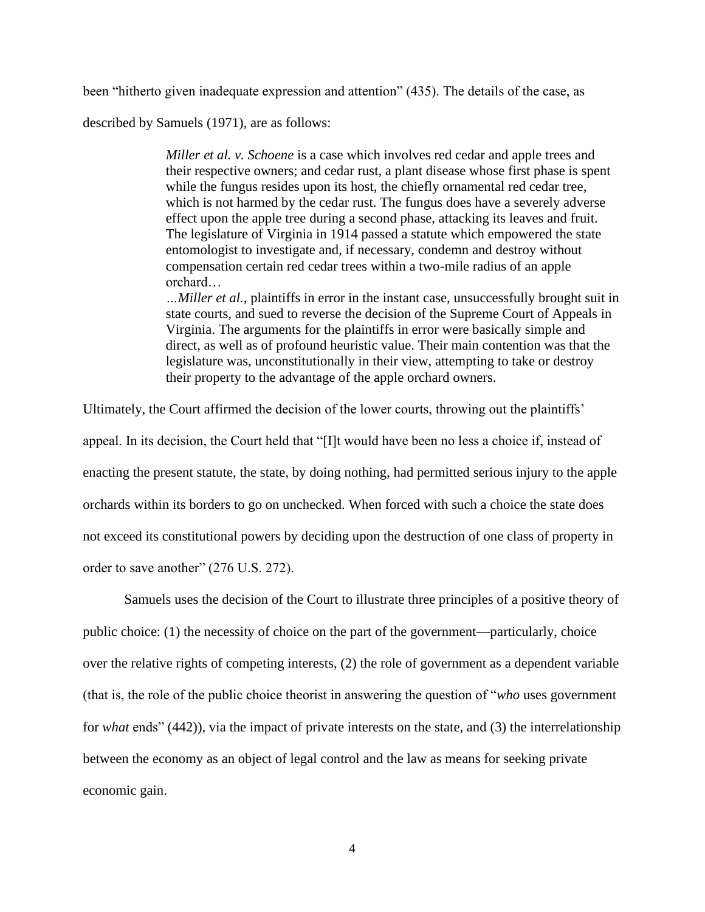been "hitherto given inadequate expression and attention" (435). The details of the case, as described by Samuels (1971), are as follows:

> *Miller et al. v. Schoene* is a case which involves red cedar and apple trees and their respective owners; and cedar rust, a plant disease whose first phase is spent while the fungus resides upon its host, the chiefly ornamental red cedar tree, which is not harmed by the cedar rust. The fungus does have a severely adverse effect upon the apple tree during a second phase, attacking its leaves and fruit. The legislature of Virginia in 1914 passed a statute which empowered the state entomologist to investigate and, if necessary, condemn and destroy without compensation certain red cedar trees within a two-mile radius of an apple orchard…
>
> …*Miller et al.*, plaintiffs in error in the instant case, unsuccessfully brought suit in state courts, and sued to reverse the decision of the Supreme Court of Appeals in Virginia. The arguments for the plaintiffs in error were basically simple and direct, as well as of profound heuristic value. Their main contention was that the legislature was, unconstitutionally in their view, attempting to take or destroy their property to the advantage of the apple orchard owners.

Ultimately, the Court affirmed the decision of the lower courts, throwing out the plaintiffs' appeal. In its decision, the Court held that "[I]t would have been no less a choice if, instead of enacting the present statute, the state, by doing nothing, had permitted serious injury to the apple orchards within its borders to go on unchecked. When forced with such a choice the state does not exceed its constitutional powers by deciding upon the destruction of one class of property in order to save another" (276 U.S. 272).

Samuels uses the decision of the Court to illustrate three principles of a positive theory of public choice: (1) the necessity of choice on the part of the government—particularly, choice over the relative rights of competing interests, (2) the role of government as a dependent variable (that is, the role of the public choice theorist in answering the question of "*who* uses government for *what* ends" (442)), via the impact of private interests on the state, and (3) the interrelationship between the economy as an object of legal control and the law as means for seeking private economic gain.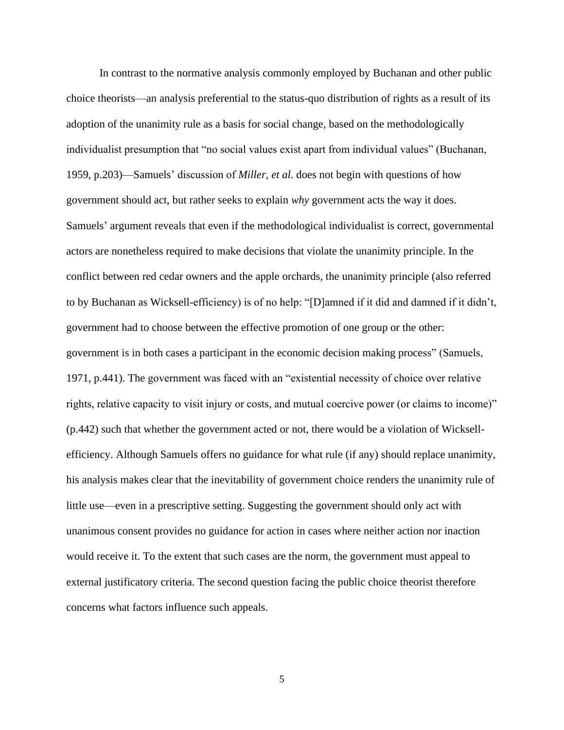In contrast to the normative analysis commonly employed by Buchanan and other public choice theorists—an analysis preferential to the status-quo distribution of rights as a result of its adoption of the unanimity rule as a basis for social change, based on the methodologically individualist presumption that "no social values exist apart from individual values" (Buchanan, 1959, p.203)—Samuels' discussion of *Miller, et al.* does not begin with questions of how government should act, but rather seeks to explain *why* government acts the way it does. Samuels' argument reveals that even if the methodological individualist is correct, governmental actors are nonetheless required to make decisions that violate the unanimity principle. In the conflict between red cedar owners and the apple orchards, the unanimity principle (also referred to by Buchanan as Wicksell-efficiency) is of no help: "[D]amned if it did and damned if it didn't, government had to choose between the effective promotion of one group or the other: government is in both cases a participant in the economic decision making process" (Samuels, 1971, p.441). The government was faced with an "existential necessity of choice over relative rights, relative capacity to visit injury or costs, and mutual coercive power (or claims to income)" (p.442) such that whether the government acted or not, there would be a violation of Wicksell-efficiency. Although Samuels offers no guidance for what rule (if any) should replace unanimity, his analysis makes clear that the inevitability of government choice renders the unanimity rule of little use—even in a prescriptive setting. Suggesting the government should only act with unanimous consent provides no guidance for action in cases where neither action nor inaction would receive it. To the extent that such cases are the norm, the government must appeal to external justificatory criteria. The second question facing the public choice theorist therefore concerns what factors influence such appeals.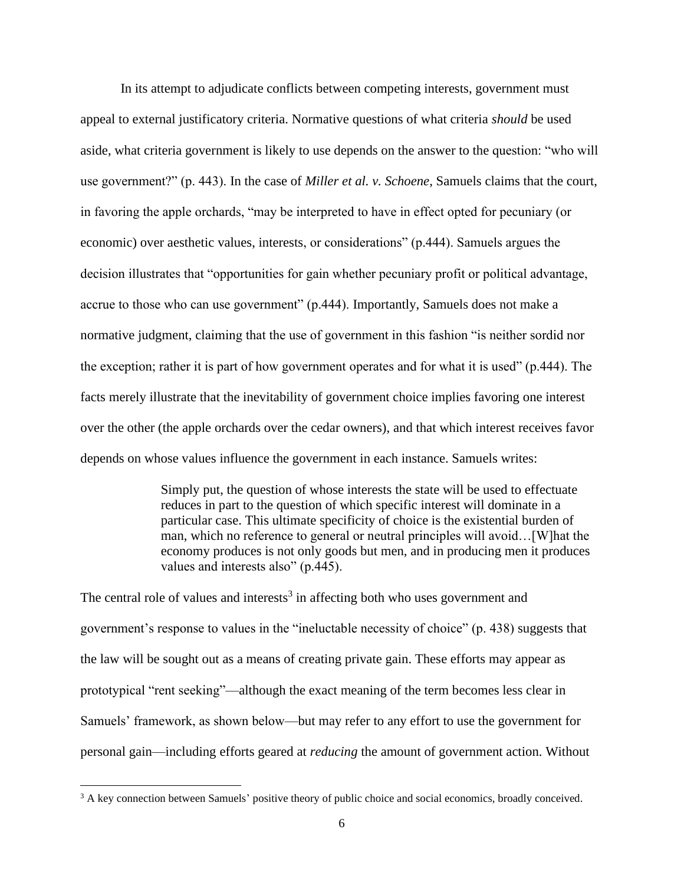In its attempt to adjudicate conflicts between competing interests, government must appeal to external justificatory criteria. Normative questions of what criteria *should* be used aside, what criteria government is likely to use depends on the answer to the question: "who will use government?" (p. 443). In the case of *Miller et al. v. Schoene,* Samuels claims that the court, in favoring the apple orchards, "may be interpreted to have in effect opted for pecuniary (or economic) over aesthetic values, interests, or considerations" (p.444). Samuels argues the decision illustrates that "opportunities for gain whether pecuniary profit or political advantage, accrue to those who can use government" (p.444). Importantly, Samuels does not make a normative judgment, claiming that the use of government in this fashion "is neither sordid nor the exception; rather it is part of how government operates and for what it is used" (p.444). The facts merely illustrate that the inevitability of government choice implies favoring one interest over the other (the apple orchards over the cedar owners), and that which interest receives favor depends on whose values influence the government in each instance. Samuels writes:

> Simply put, the question of whose interests the state will be used to effectuate reduces in part to the question of which specific interest will dominate in a particular case. This ultimate specificity of choice is the existential burden of man, which no reference to general or neutral principles will avoid…[W]hat the economy produces is not only goods but men, and in producing men it produces values and interests also" (p.445).

The central role of values and interests[3] in affecting both who uses government and government's response to values in the "ineluctable necessity of choice" (p. 438) suggests that the law will be sought out as a means of creating private gain. These efforts may appear as prototypical "rent seeking"—although the exact meaning of the term becomes less clear in Samuels' framework, as shown below—but may refer to any effort to use the government for personal gain—including efforts geared at *reducing* the amount of government action. Without

[3] A key connection between Samuels' positive theory of public choice and social economics, broadly conceived.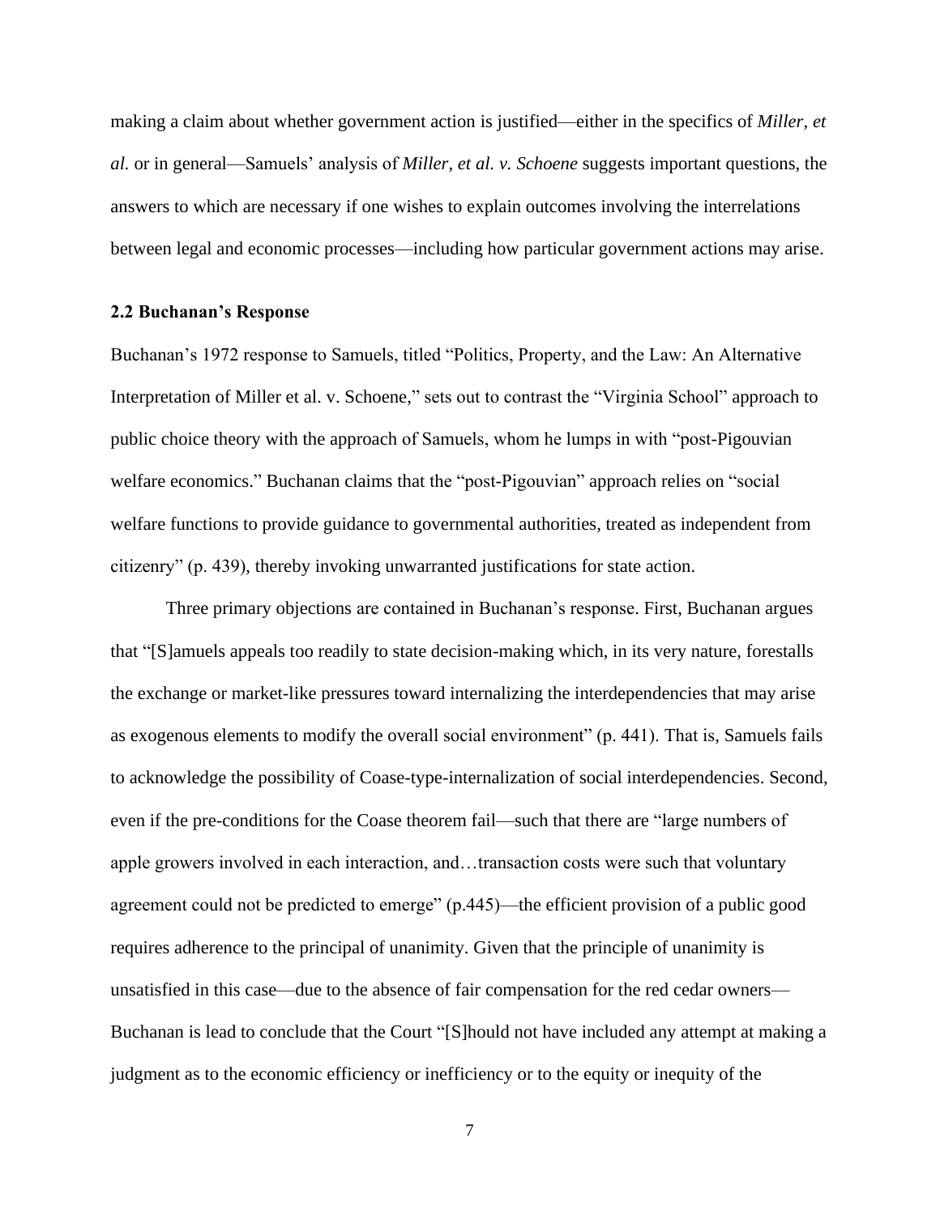making a claim about whether government action is justified—either in the specifics of *Miller, et al.* or in general—Samuels' analysis of *Miller, et al. v. Schoene* suggests important questions, the answers to which are necessary if one wishes to explain outcomes involving the interrelations between legal and economic processes—including how particular government actions may arise.

### 2.2 Buchanan's Response

Buchanan's 1972 response to Samuels, titled "Politics, Property, and the Law: An Alternative Interpretation of Miller et al. v. Schoene," sets out to contrast the "Virginia School" approach to public choice theory with the approach of Samuels, whom he lumps in with "post-Pigouvian welfare economics." Buchanan claims that the "post-Pigouvian" approach relies on "social welfare functions to provide guidance to governmental authorities, treated as independent from citizenry" (p. 439), thereby invoking unwarranted justifications for state action.

Three primary objections are contained in Buchanan's response. First, Buchanan argues that "[S]amuels appeals too readily to state decision-making which, in its very nature, forestalls the exchange or market-like pressures toward internalizing the interdependencies that may arise as exogenous elements to modify the overall social environment" (p. 441). That is, Samuels fails to acknowledge the possibility of Coase-type-internalization of social interdependencies. Second, even if the pre-conditions for the Coase theorem fail—such that there are "large numbers of apple growers involved in each interaction, and…transaction costs were such that voluntary agreement could not be predicted to emerge" (p.445)—the efficient provision of a public good requires adherence to the principal of unanimity. Given that the principle of unanimity is unsatisfied in this case—due to the absence of fair compensation for the red cedar owners—Buchanan is lead to conclude that the Court "[S]hould not have included any attempt at making a judgment as to the economic efficiency or inefficiency or to the equity or inequity of the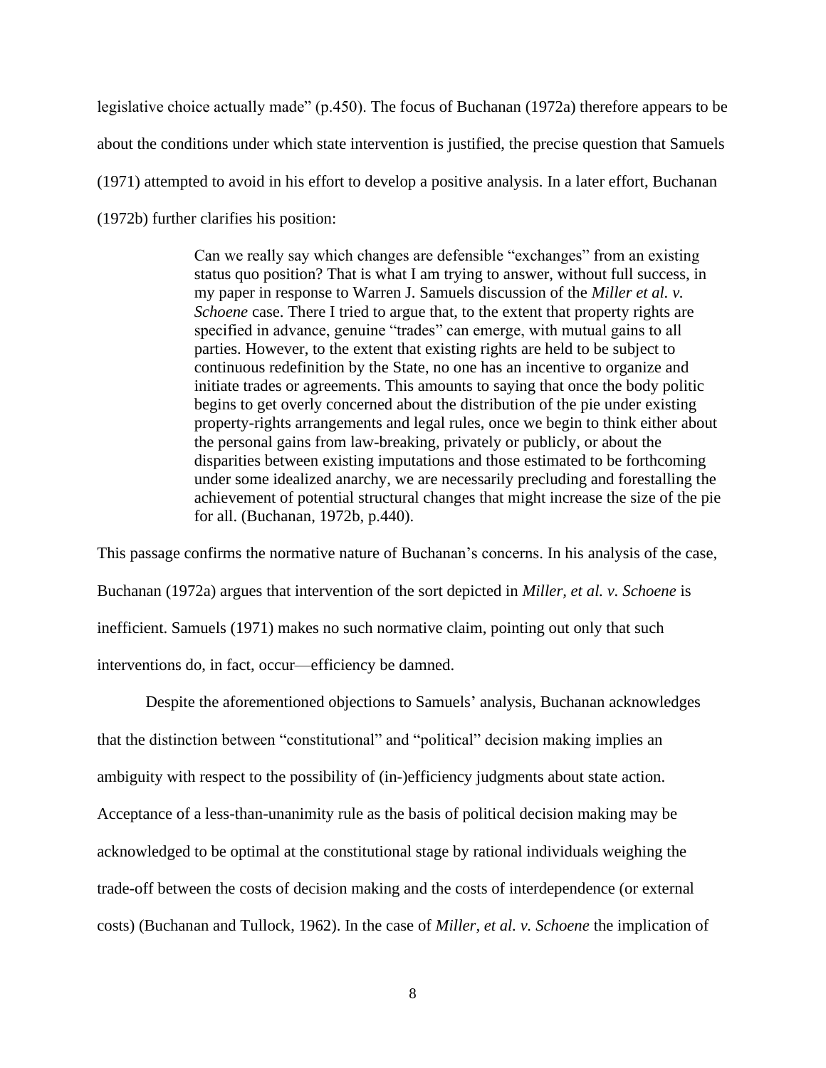legislative choice actually made" (p.450). The focus of Buchanan (1972a) therefore appears to be about the conditions under which state intervention is justified, the precise question that Samuels (1971) attempted to avoid in his effort to develop a positive analysis. In a later effort, Buchanan (1972b) further clarifies his position:

> Can we really say which changes are defensible "exchanges" from an existing status quo position? That is what I am trying to answer, without full success, in my paper in response to Warren J. Samuels discussion of the *Miller et al. v. Schoene* case. There I tried to argue that, to the extent that property rights are specified in advance, genuine "trades" can emerge, with mutual gains to all parties. However, to the extent that existing rights are held to be subject to continuous redefinition by the State, no one has an incentive to organize and initiate trades or agreements. This amounts to saying that once the body politic begins to get overly concerned about the distribution of the pie under existing property-rights arrangements and legal rules, once we begin to think either about the personal gains from law-breaking, privately or publicly, or about the disparities between existing imputations and those estimated to be forthcoming under some idealized anarchy, we are necessarily precluding and forestalling the achievement of potential structural changes that might increase the size of the pie for all. (Buchanan, 1972b, p.440).

This passage confirms the normative nature of Buchanan's concerns. In his analysis of the case, Buchanan (1972a) argues that intervention of the sort depicted in *Miller, et al. v. Schoene* is inefficient. Samuels (1971) makes no such normative claim, pointing out only that such interventions do, in fact, occur—efficiency be damned.

Despite the aforementioned objections to Samuels' analysis, Buchanan acknowledges that the distinction between "constitutional" and "political" decision making implies an ambiguity with respect to the possibility of (in-)efficiency judgments about state action. Acceptance of a less-than-unanimity rule as the basis of political decision making may be acknowledged to be optimal at the constitutional stage by rational individuals weighing the trade-off between the costs of decision making and the costs of interdependence (or external costs) (Buchanan and Tullock, 1962). In the case of *Miller, et al. v. Schoene* the implication of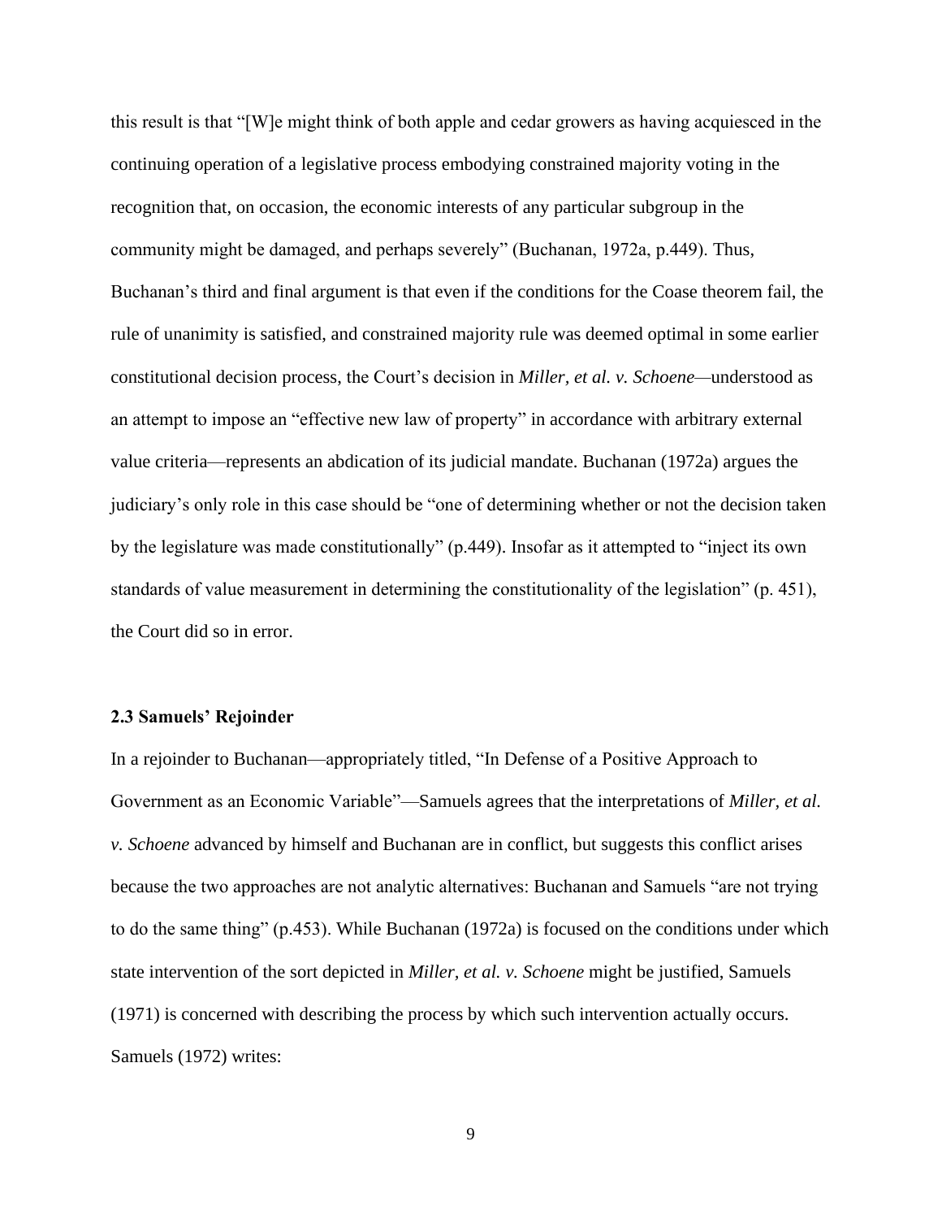this result is that "[W]e might think of both apple and cedar growers as having acquiesced in the continuing operation of a legislative process embodying constrained majority voting in the recognition that, on occasion, the economic interests of any particular subgroup in the community might be damaged, and perhaps severely" (Buchanan, 1972a, p.449). Thus, Buchanan's third and final argument is that even if the conditions for the Coase theorem fail, the rule of unanimity is satisfied, and constrained majority rule was deemed optimal in some earlier constitutional decision process, the Court's decision in *Miller, et al. v. Schoene*—understood as an attempt to impose an "effective new law of property" in accordance with arbitrary external value criteria—represents an abdication of its judicial mandate. Buchanan (1972a) argues the judiciary's only role in this case should be "one of determining whether or not the decision taken by the legislature was made constitutionally" (p.449). Insofar as it attempted to "inject its own standards of value measurement in determining the constitutionality of the legislation" (p. 451), the Court did so in error.

### 2.3 Samuels' Rejoinder

In a rejoinder to Buchanan—appropriately titled, "In Defense of a Positive Approach to Government as an Economic Variable"—Samuels agrees that the interpretations of *Miller, et al. v. Schoene* advanced by himself and Buchanan are in conflict, but suggests this conflict arises because the two approaches are not analytic alternatives: Buchanan and Samuels "are not trying to do the same thing" (p.453). While Buchanan (1972a) is focused on the conditions under which state intervention of the sort depicted in *Miller, et al. v. Schoene* might be justified, Samuels (1971) is concerned with describing the process by which such intervention actually occurs. Samuels (1972) writes: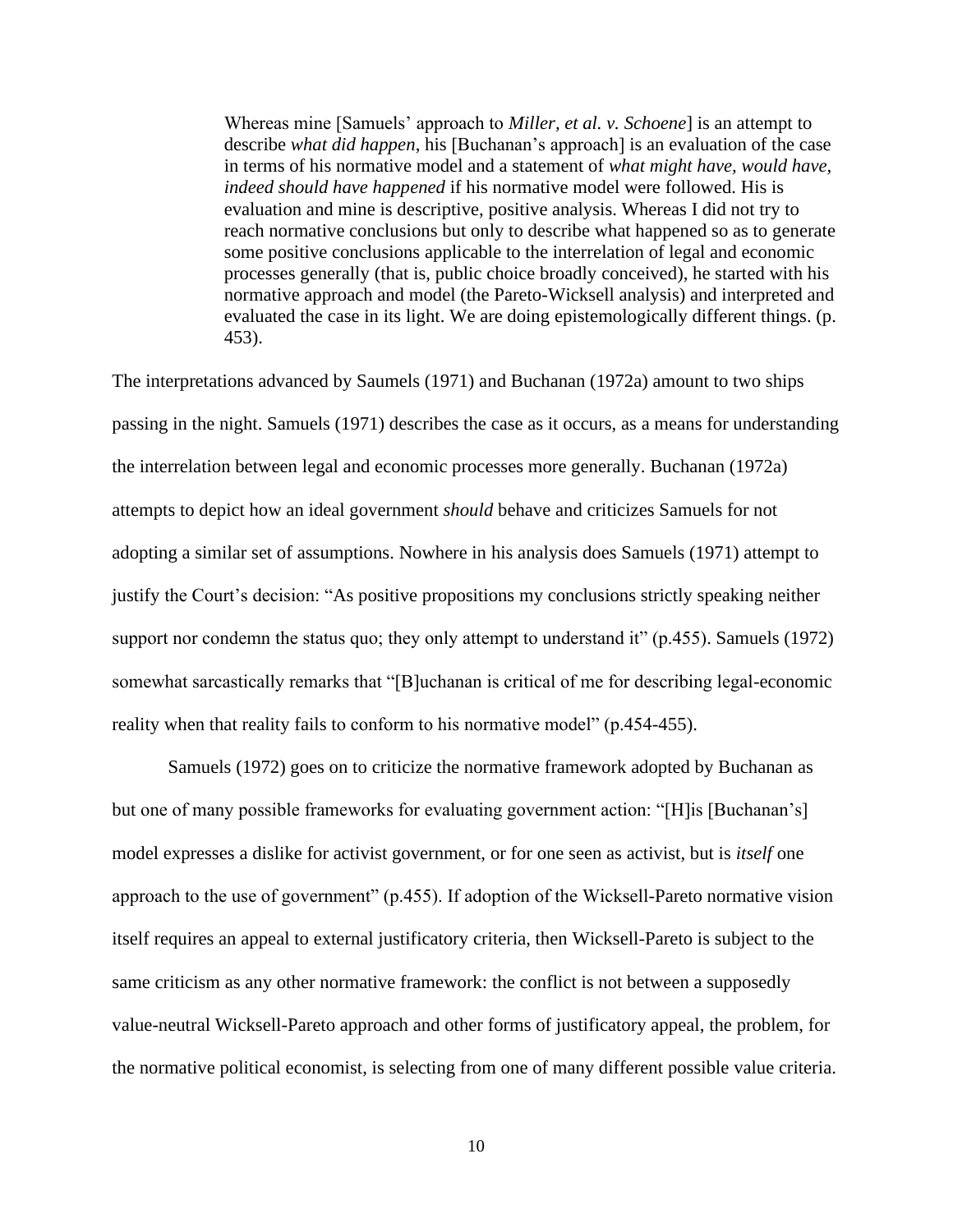> Whereas mine [Samuels' approach to *Miller, et al. v. Schoene*] is an attempt to describe *what did happen*, his [Buchanan's approach] is an evaluation of the case in terms of his normative model and a statement of *what might have, would have, indeed should have happened* if his normative model were followed. His is evaluation and mine is descriptive, positive analysis. Whereas I did not try to reach normative conclusions but only to describe what happened so as to generate some positive conclusions applicable to the interrelation of legal and economic processes generally (that is, public choice broadly conceived), he started with his normative approach and model (the Pareto-Wicksell analysis) and interpreted and evaluated the case in its light. We are doing epistemologically different things. (p. 453).

The interpretations advanced by Saumels (1971) and Buchanan (1972a) amount to two ships passing in the night. Samuels (1971) describes the case as it occurs, as a means for understanding the interrelation between legal and economic processes more generally. Buchanan (1972a) attempts to depict how an ideal government *should* behave and criticizes Samuels for not adopting a similar set of assumptions. Nowhere in his analysis does Samuels (1971) attempt to justify the Court's decision: "As positive propositions my conclusions strictly speaking neither support nor condemn the status quo; they only attempt to understand it" (p.455). Samuels (1972) somewhat sarcastically remarks that "[B]uchanan is critical of me for describing legal-economic reality when that reality fails to conform to his normative model" (p.454-455).

Samuels (1972) goes on to criticize the normative framework adopted by Buchanan as but one of many possible frameworks for evaluating government action: "[H]is [Buchanan's] model expresses a dislike for activist government, or for one seen as activist, but is *itself* one approach to the use of government" (p.455). If adoption of the Wicksell-Pareto normative vision itself requires an appeal to external justificatory criteria, then Wicksell-Pareto is subject to the same criticism as any other normative framework: the conflict is not between a supposedly value-neutral Wicksell-Pareto approach and other forms of justificatory appeal, the problem, for the normative political economist, is selecting from one of many different possible value criteria.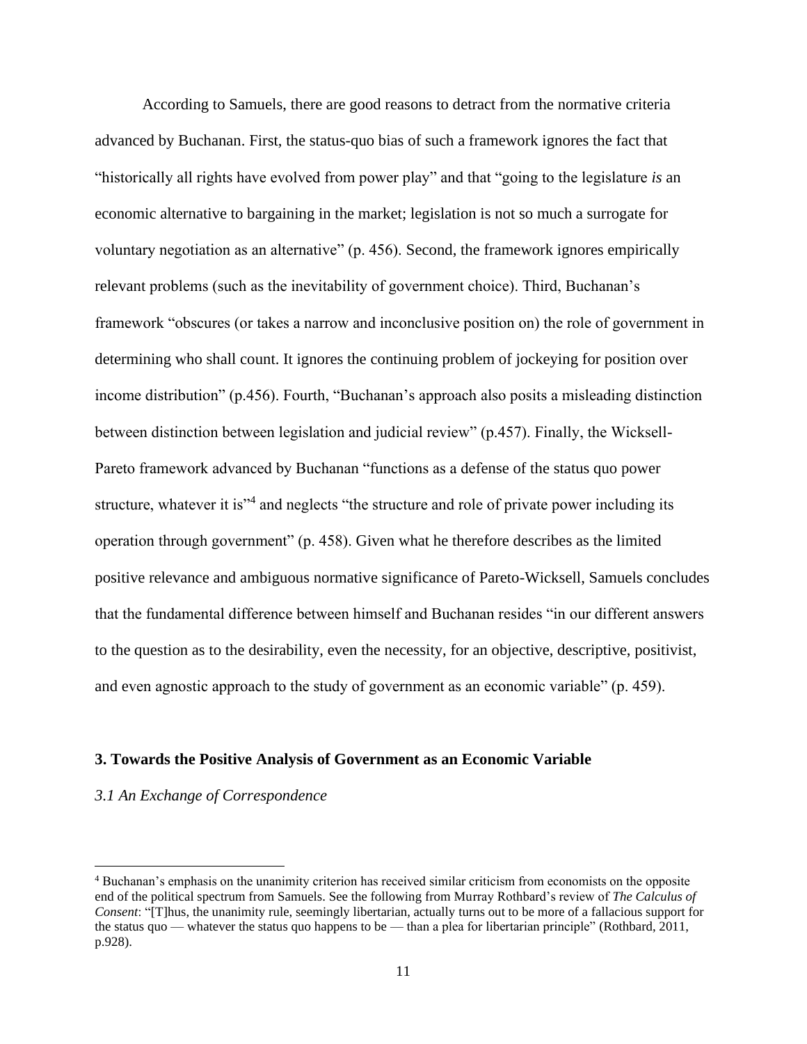According to Samuels, there are good reasons to detract from the normative criteria advanced by Buchanan. First, the status-quo bias of such a framework ignores the fact that "historically all rights have evolved from power play" and that "going to the legislature *is* an economic alternative to bargaining in the market; legislation is not so much a surrogate for voluntary negotiation as an alternative" (p. 456). Second, the framework ignores empirically relevant problems (such as the inevitability of government choice). Third, Buchanan's framework "obscures (or takes a narrow and inconclusive position on) the role of government in determining who shall count. It ignores the continuing problem of jockeying for position over income distribution" (p.456). Fourth, "Buchanan's approach also posits a misleading distinction between distinction between legislation and judicial review" (p.457). Finally, the Wicksell-Pareto framework advanced by Buchanan "functions as a defense of the status quo power structure, whatever it is"[4] and neglects "the structure and role of private power including its operation through government" (p. 458). Given what he therefore describes as the limited positive relevance and ambiguous normative significance of Pareto-Wicksell, Samuels concludes that the fundamental difference between himself and Buchanan resides "in our different answers to the question as to the desirability, even the necessity, for an objective, descriptive, positivist, and even agnostic approach to the study of government as an economic variable" (p. 459).

## 3. Towards the Positive Analysis of Government as an Economic Variable

### *3.1 An Exchange of Correspondence*

[4] Buchanan's emphasis on the unanimity criterion has received similar criticism from economists on the opposite end of the political spectrum from Samuels. See the following from Murray Rothbard's review of *The Calculus of Consent*: "[T]hus, the unanimity rule, seemingly libertarian, actually turns out to be more of a fallacious support for the status quo — whatever the status quo happens to be — than a plea for libertarian principle" (Rothbard, 2011, p.928).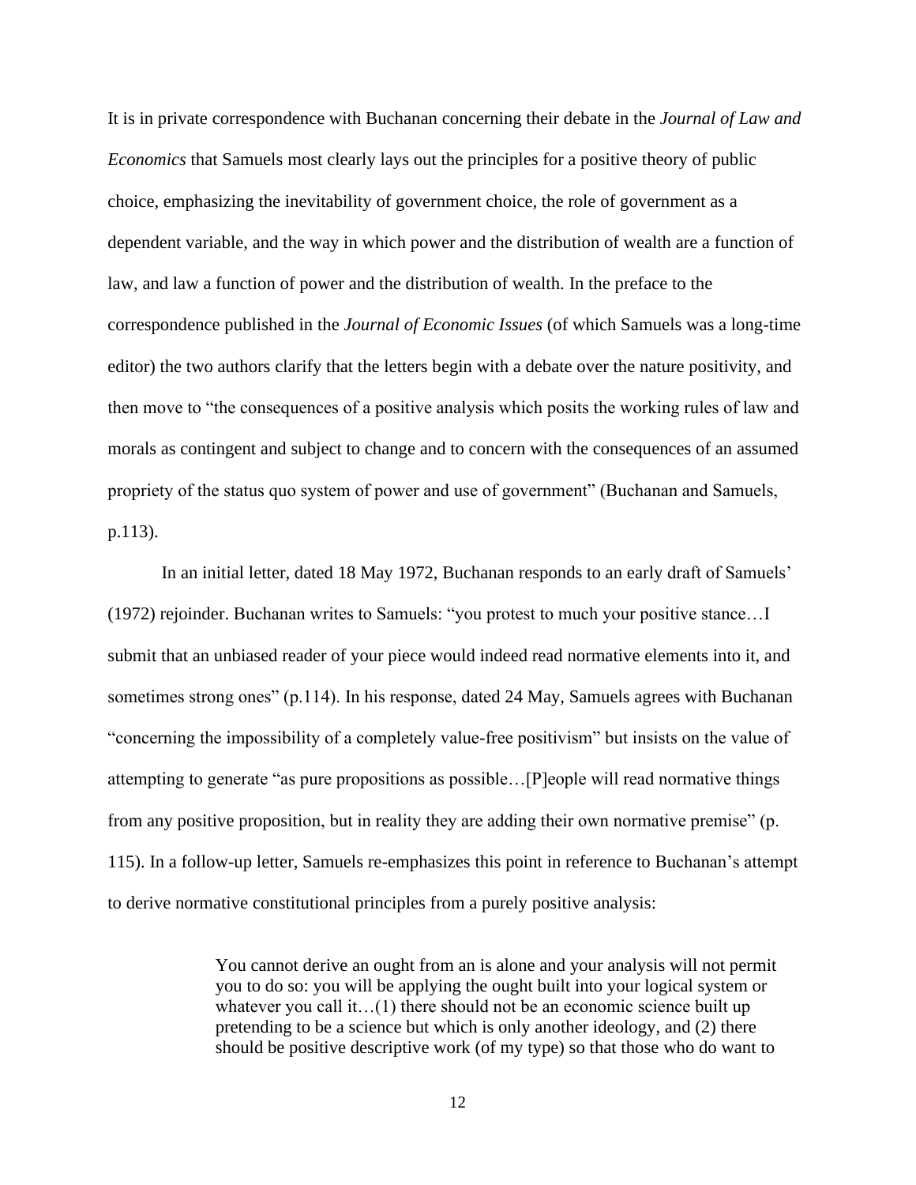It is in private correspondence with Buchanan concerning their debate in the *Journal of Law and Economics* that Samuels most clearly lays out the principles for a positive theory of public choice, emphasizing the inevitability of government choice, the role of government as a dependent variable, and the way in which power and the distribution of wealth are a function of law, and law a function of power and the distribution of wealth. In the preface to the correspondence published in the *Journal of Economic Issues* (of which Samuels was a long-time editor) the two authors clarify that the letters begin with a debate over the nature positivity, and then move to "the consequences of a positive analysis which posits the working rules of law and morals as contingent and subject to change and to concern with the consequences of an assumed propriety of the status quo system of power and use of government" (Buchanan and Samuels, p.113).

In an initial letter, dated 18 May 1972, Buchanan responds to an early draft of Samuels' (1972) rejoinder. Buchanan writes to Samuels: "you protest to much your positive stance…I submit that an unbiased reader of your piece would indeed read normative elements into it, and sometimes strong ones" (p.114). In his response, dated 24 May, Samuels agrees with Buchanan "concerning the impossibility of a completely value-free positivism" but insists on the value of attempting to generate "as pure propositions as possible…[P]eople will read normative things from any positive proposition, but in reality they are adding their own normative premise" (p. 115). In a follow-up letter, Samuels re-emphasizes this point in reference to Buchanan's attempt to derive normative constitutional principles from a purely positive analysis:

> You cannot derive an ought from an is alone and your analysis will not permit you to do so: you will be applying the ought built into your logical system or whatever you call it…(1) there should not be an economic science built up pretending to be a science but which is only another ideology, and (2) there should be positive descriptive work (of my type) so that those who do want to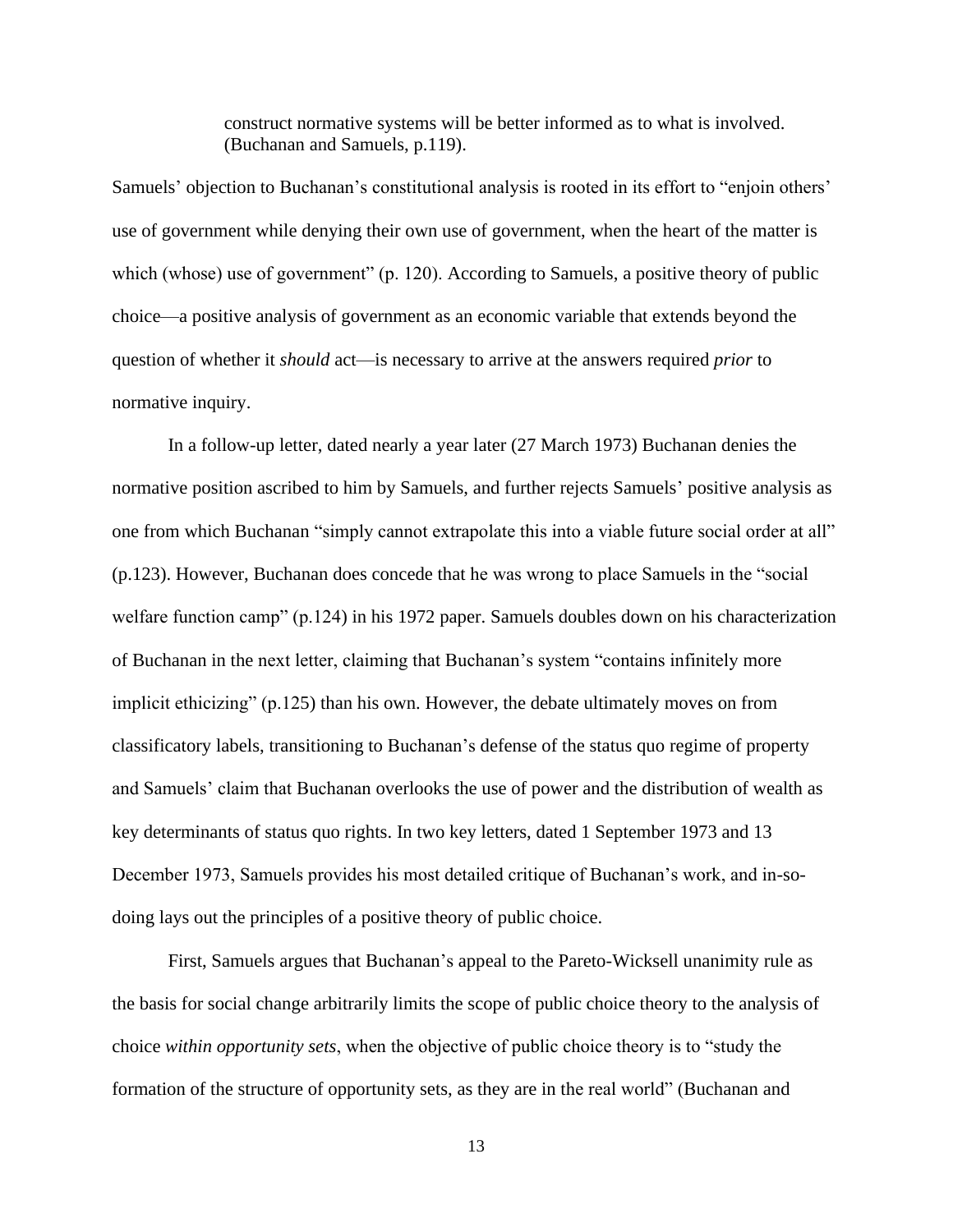> construct normative systems will be better informed as to what is involved. (Buchanan and Samuels, p.119).

Samuels' objection to Buchanan's constitutional analysis is rooted in its effort to "enjoin others' use of government while denying their own use of government, when the heart of the matter is which (whose) use of government" (p. 120). According to Samuels, a positive theory of public choice—a positive analysis of government as an economic variable that extends beyond the question of whether it *should* act—is necessary to arrive at the answers required *prior* to normative inquiry.

In a follow-up letter, dated nearly a year later (27 March 1973) Buchanan denies the normative position ascribed to him by Samuels, and further rejects Samuels' positive analysis as one from which Buchanan "simply cannot extrapolate this into a viable future social order at all" (p.123). However, Buchanan does concede that he was wrong to place Samuels in the "social welfare function camp" (p.124) in his 1972 paper. Samuels doubles down on his characterization of Buchanan in the next letter, claiming that Buchanan's system "contains infinitely more implicit ethicizing" (p.125) than his own. However, the debate ultimately moves on from classificatory labels, transitioning to Buchanan's defense of the status quo regime of property and Samuels' claim that Buchanan overlooks the use of power and the distribution of wealth as key determinants of status quo rights. In two key letters, dated 1 September 1973 and 13 December 1973, Samuels provides his most detailed critique of Buchanan's work, and in-so-doing lays out the principles of a positive theory of public choice.

First, Samuels argues that Buchanan's appeal to the Pareto-Wicksell unanimity rule as the basis for social change arbitrarily limits the scope of public choice theory to the analysis of choice *within opportunity sets*, when the objective of public choice theory is to "study the formation of the structure of opportunity sets, as they are in the real world" (Buchanan and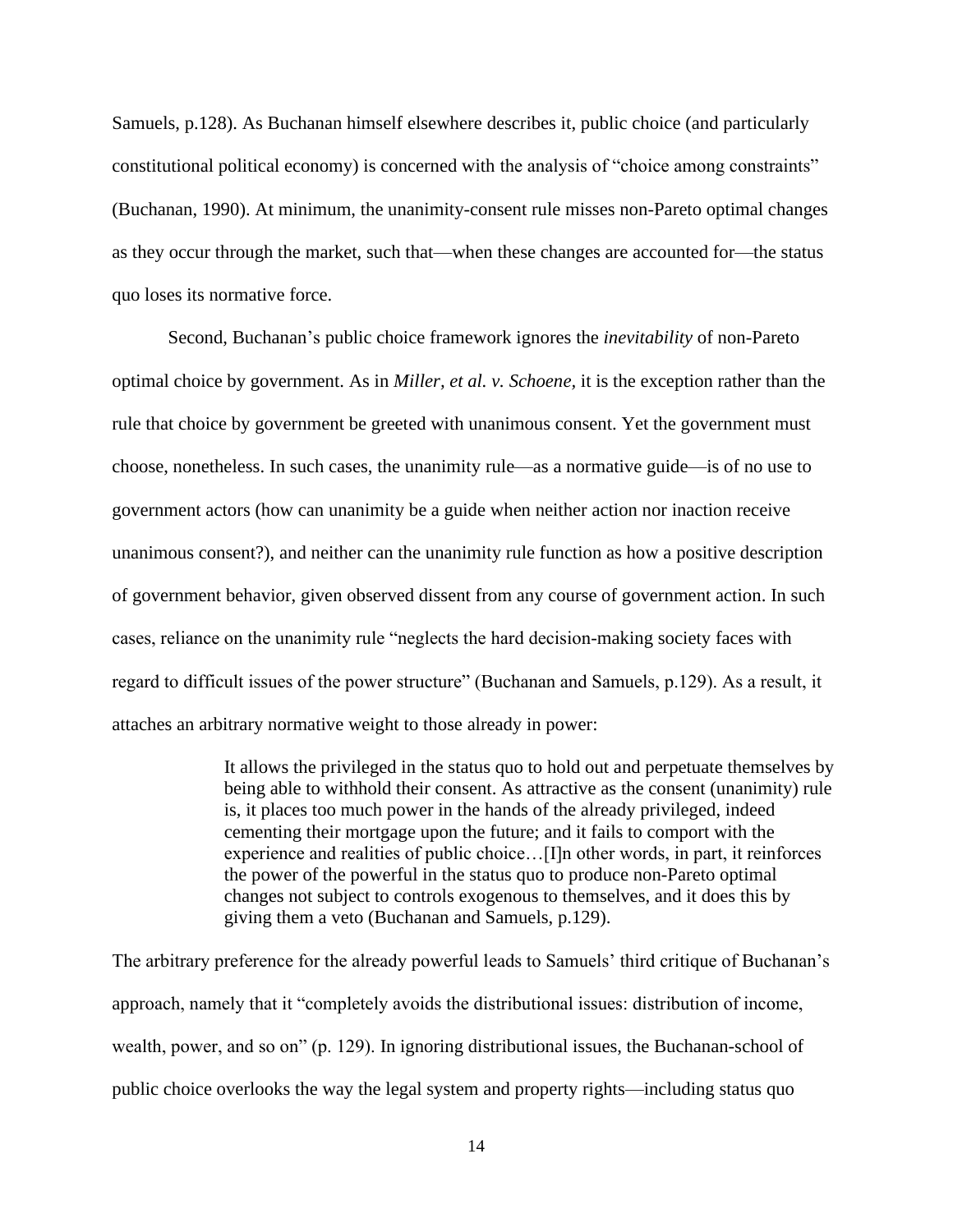Samuels, p.128). As Buchanan himself elsewhere describes it, public choice (and particularly constitutional political economy) is concerned with the analysis of "choice among constraints" (Buchanan, 1990). At minimum, the unanimity-consent rule misses non-Pareto optimal changes as they occur through the market, such that—when these changes are accounted for—the status quo loses its normative force.

Second, Buchanan's public choice framework ignores the *inevitability* of non-Pareto optimal choice by government. As in *Miller, et al. v. Schoene*, it is the exception rather than the rule that choice by government be greeted with unanimous consent. Yet the government must choose, nonetheless. In such cases, the unanimity rule—as a normative guide—is of no use to government actors (how can unanimity be a guide when neither action nor inaction receive unanimous consent?), and neither can the unanimity rule function as how a positive description of government behavior, given observed dissent from any course of government action. In such cases, reliance on the unanimity rule "neglects the hard decision-making society faces with regard to difficult issues of the power structure" (Buchanan and Samuels, p.129). As a result, it attaches an arbitrary normative weight to those already in power:

> It allows the privileged in the status quo to hold out and perpetuate themselves by being able to withhold their consent. As attractive as the consent (unanimity) rule is, it places too much power in the hands of the already privileged, indeed cementing their mortgage upon the future; and it fails to comport with the experience and realities of public choice…[I]n other words, in part, it reinforces the power of the powerful in the status quo to produce non-Pareto optimal changes not subject to controls exogenous to themselves, and it does this by giving them a veto (Buchanan and Samuels, p.129).

The arbitrary preference for the already powerful leads to Samuels' third critique of Buchanan's approach, namely that it "completely avoids the distributional issues: distribution of income, wealth, power, and so on" (p. 129). In ignoring distributional issues, the Buchanan-school of public choice overlooks the way the legal system and property rights—including status quo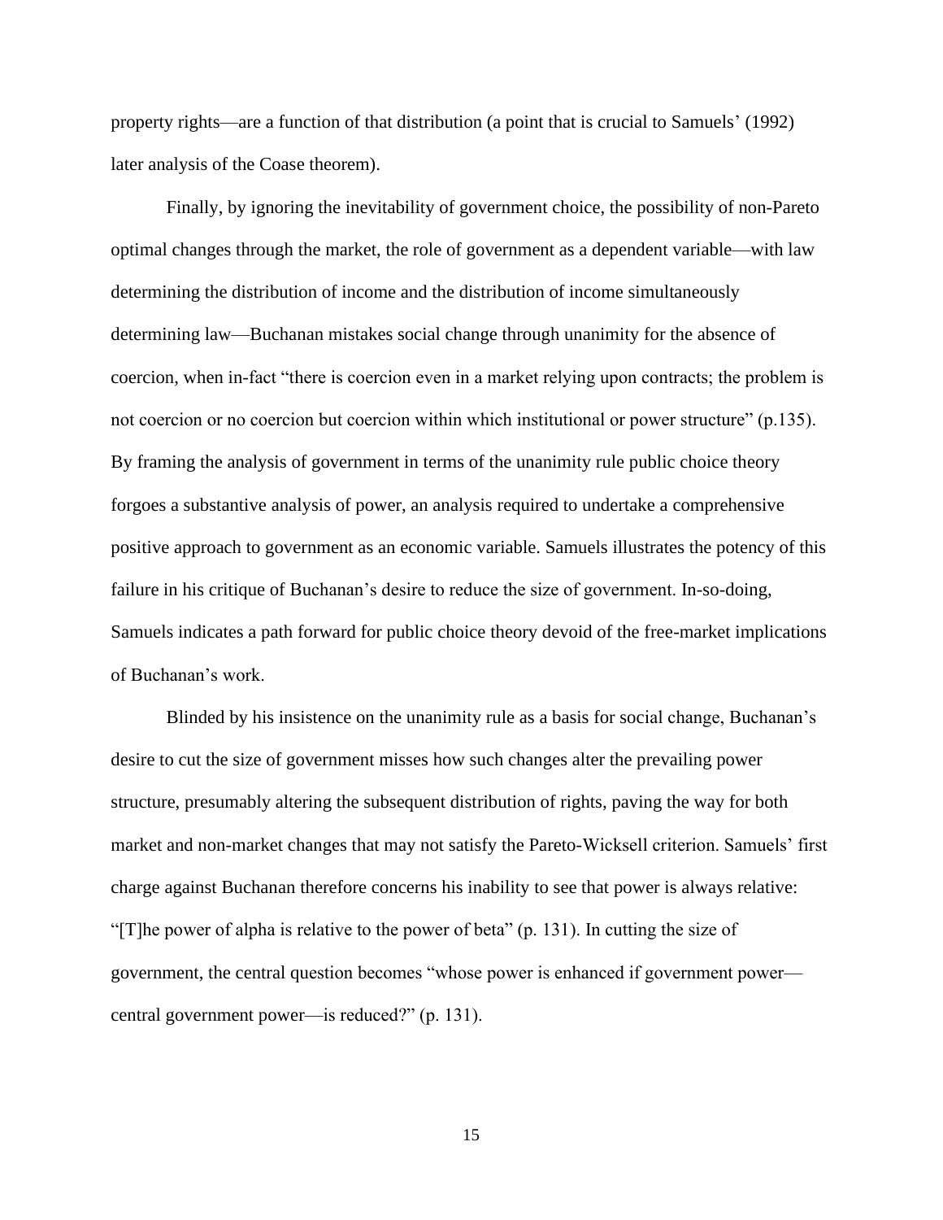property rights—are a function of that distribution (a point that is crucial to Samuels' (1992) later analysis of the Coase theorem).

Finally, by ignoring the inevitability of government choice, the possibility of non-Pareto optimal changes through the market, the role of government as a dependent variable—with law determining the distribution of income and the distribution of income simultaneously determining law—Buchanan mistakes social change through unanimity for the absence of coercion, when in-fact "there is coercion even in a market relying upon contracts; the problem is not coercion or no coercion but coercion within which institutional or power structure" (p.135). By framing the analysis of government in terms of the unanimity rule public choice theory forgoes a substantive analysis of power, an analysis required to undertake a comprehensive positive approach to government as an economic variable. Samuels illustrates the potency of this failure in his critique of Buchanan's desire to reduce the size of government. In-so-doing, Samuels indicates a path forward for public choice theory devoid of the free-market implications of Buchanan's work.

Blinded by his insistence on the unanimity rule as a basis for social change, Buchanan's desire to cut the size of government misses how such changes alter the prevailing power structure, presumably altering the subsequent distribution of rights, paving the way for both market and non-market changes that may not satisfy the Pareto-Wicksell criterion. Samuels' first charge against Buchanan therefore concerns his inability to see that power is always relative: "[T]he power of alpha is relative to the power of beta" (p. 131). In cutting the size of government, the central question becomes "whose power is enhanced if government power—central government power—is reduced?" (p. 131).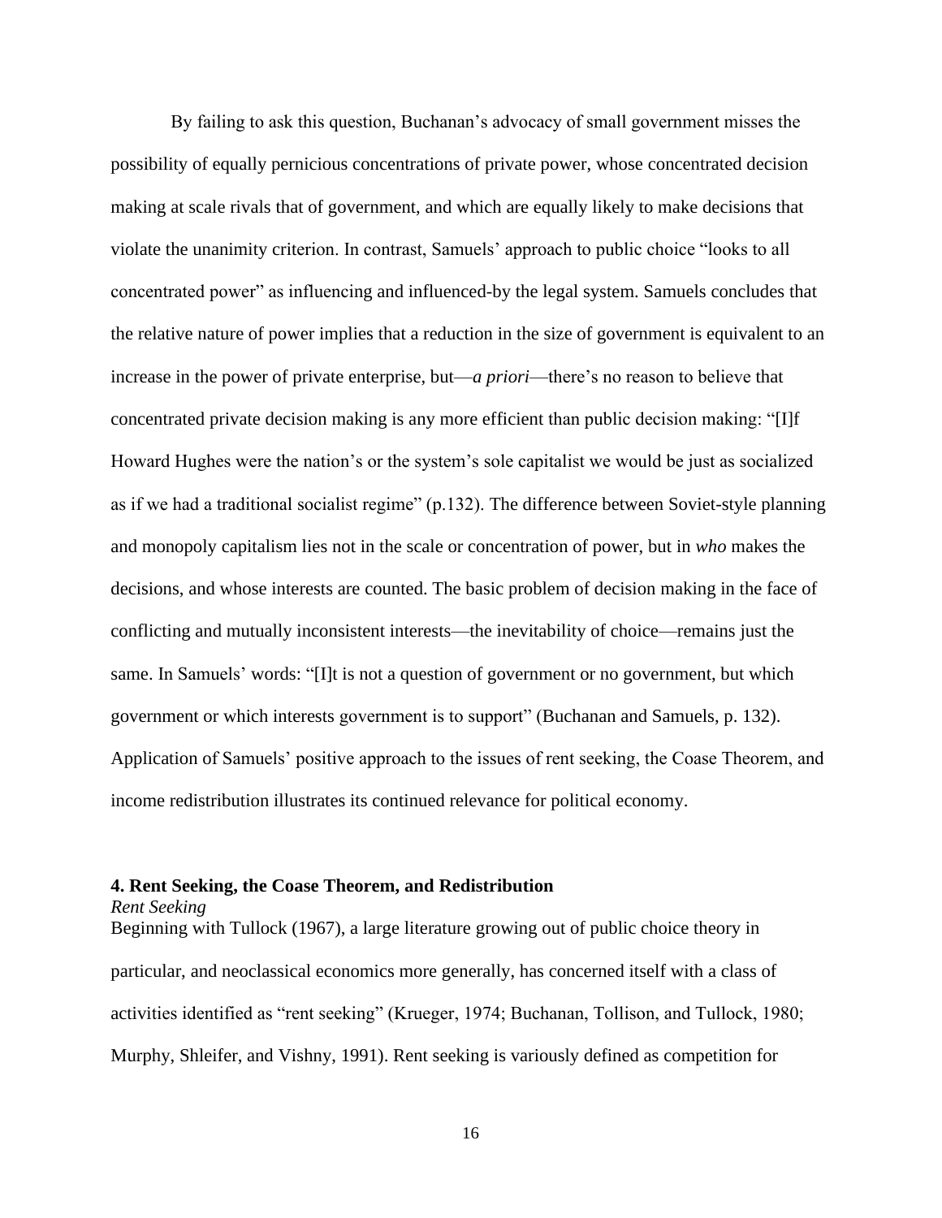By failing to ask this question, Buchanan's advocacy of small government misses the possibility of equally pernicious concentrations of private power, whose concentrated decision making at scale rivals that of government, and which are equally likely to make decisions that violate the unanimity criterion. In contrast, Samuels' approach to public choice "looks to all concentrated power" as influencing and influenced-by the legal system. Samuels concludes that the relative nature of power implies that a reduction in the size of government is equivalent to an increase in the power of private enterprise, but—*a priori*—there's no reason to believe that concentrated private decision making is any more efficient than public decision making: "[I]f Howard Hughes were the nation's or the system's sole capitalist we would be just as socialized as if we had a traditional socialist regime" (p.132). The difference between Soviet-style planning and monopoly capitalism lies not in the scale or concentration of power, but in *who* makes the decisions, and whose interests are counted. The basic problem of decision making in the face of conflicting and mutually inconsistent interests—the inevitability of choice—remains just the same. In Samuels' words: "[I]t is not a question of government or no government, but which government or which interests government is to support" (Buchanan and Samuels, p. 132). Application of Samuels' positive approach to the issues of rent seeking, the Coase Theorem, and income redistribution illustrates its continued relevance for political economy.

## 4. Rent Seeking, the Coase Theorem, and Redistribution

### *Rent Seeking*

Beginning with Tullock (1967), a large literature growing out of public choice theory in particular, and neoclassical economics more generally, has concerned itself with a class of activities identified as "rent seeking" (Krueger, 1974; Buchanan, Tollison, and Tullock, 1980; Murphy, Shleifer, and Vishny, 1991). Rent seeking is variously defined as competition for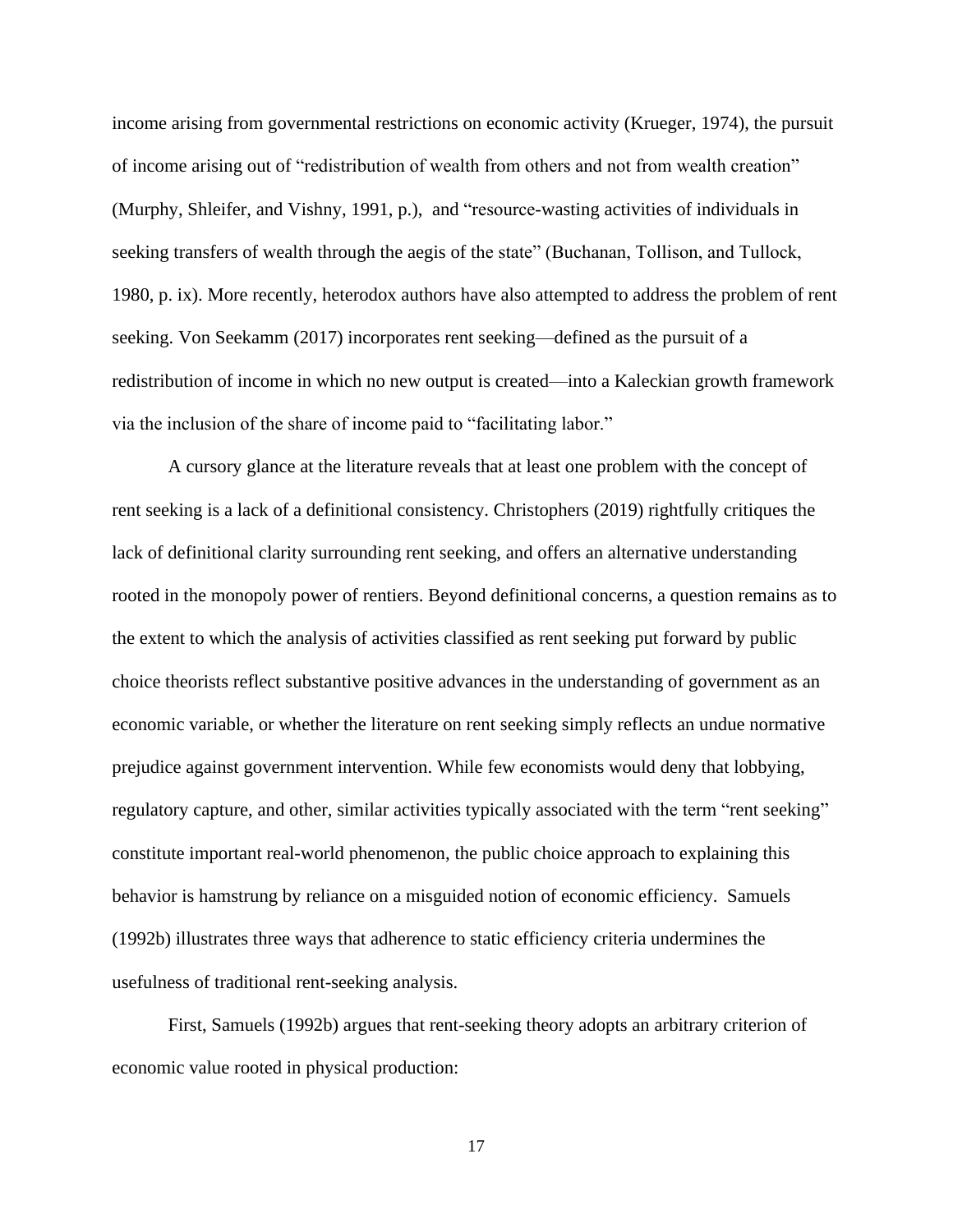income arising from governmental restrictions on economic activity (Krueger, 1974), the pursuit of income arising out of "redistribution of wealth from others and not from wealth creation" (Murphy, Shleifer, and Vishny, 1991, p.), and "resource-wasting activities of individuals in seeking transfers of wealth through the aegis of the state" (Buchanan, Tollison, and Tullock, 1980, p. ix). More recently, heterodox authors have also attempted to address the problem of rent seeking. Von Seekamm (2017) incorporates rent seeking—defined as the pursuit of a redistribution of income in which no new output is created—into a Kaleckian growth framework via the inclusion of the share of income paid to "facilitating labor."

A cursory glance at the literature reveals that at least one problem with the concept of rent seeking is a lack of a definitional consistency. Christophers (2019) rightfully critiques the lack of definitional clarity surrounding rent seeking, and offers an alternative understanding rooted in the monopoly power of rentiers. Beyond definitional concerns, a question remains as to the extent to which the analysis of activities classified as rent seeking put forward by public choice theorists reflect substantive positive advances in the understanding of government as an economic variable, or whether the literature on rent seeking simply reflects an undue normative prejudice against government intervention. While few economists would deny that lobbying, regulatory capture, and other, similar activities typically associated with the term "rent seeking" constitute important real-world phenomenon, the public choice approach to explaining this behavior is hamstrung by reliance on a misguided notion of economic efficiency. Samuels (1992b) illustrates three ways that adherence to static efficiency criteria undermines the usefulness of traditional rent-seeking analysis.

First, Samuels (1992b) argues that rent-seeking theory adopts an arbitrary criterion of economic value rooted in physical production: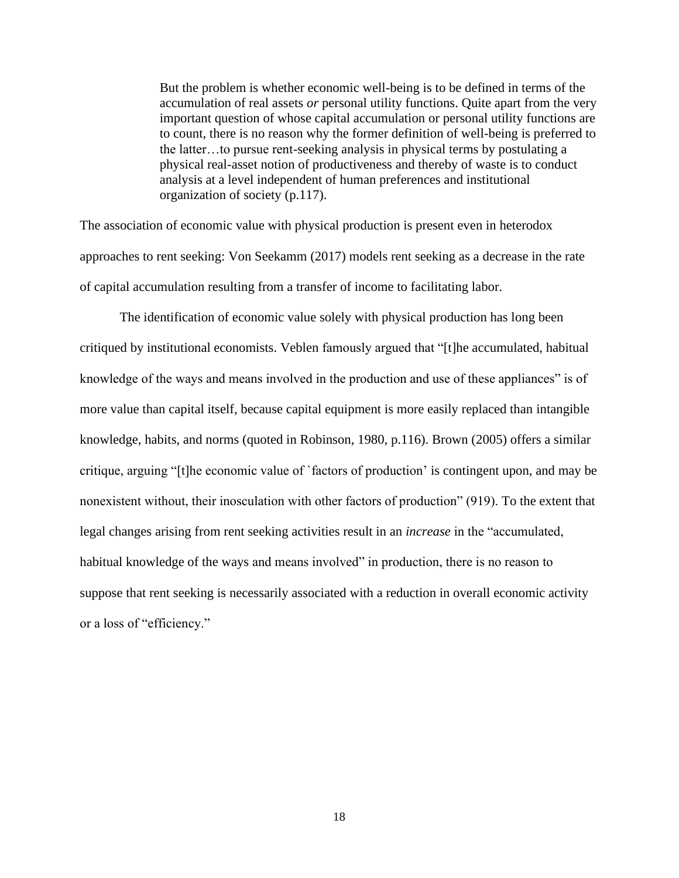> But the problem is whether economic well-being is to be defined in terms of the accumulation of real assets *or* personal utility functions. Quite apart from the very important question of whose capital accumulation or personal utility functions are to count, there is no reason why the former definition of well-being is preferred to the latter…to pursue rent-seeking analysis in physical terms by postulating a physical real-asset notion of productiveness and thereby of waste is to conduct analysis at a level independent of human preferences and institutional organization of society (p.117).

The association of economic value with physical production is present even in heterodox approaches to rent seeking: Von Seekamm (2017) models rent seeking as a decrease in the rate of capital accumulation resulting from a transfer of income to facilitating labor.

The identification of economic value solely with physical production has long been critiqued by institutional economists. Veblen famously argued that "[t]he accumulated, habitual knowledge of the ways and means involved in the production and use of these appliances" is of more value than capital itself, because capital equipment is more easily replaced than intangible knowledge, habits, and norms (quoted in Robinson, 1980, p.116). Brown (2005) offers a similar critique, arguing "[t]he economic value of `factors of production' is contingent upon, and may be nonexistent without, their inosculation with other factors of production" (919). To the extent that legal changes arising from rent seeking activities result in an *increase* in the "accumulated, habitual knowledge of the ways and means involved" in production, there is no reason to suppose that rent seeking is necessarily associated with a reduction in overall economic activity or a loss of "efficiency."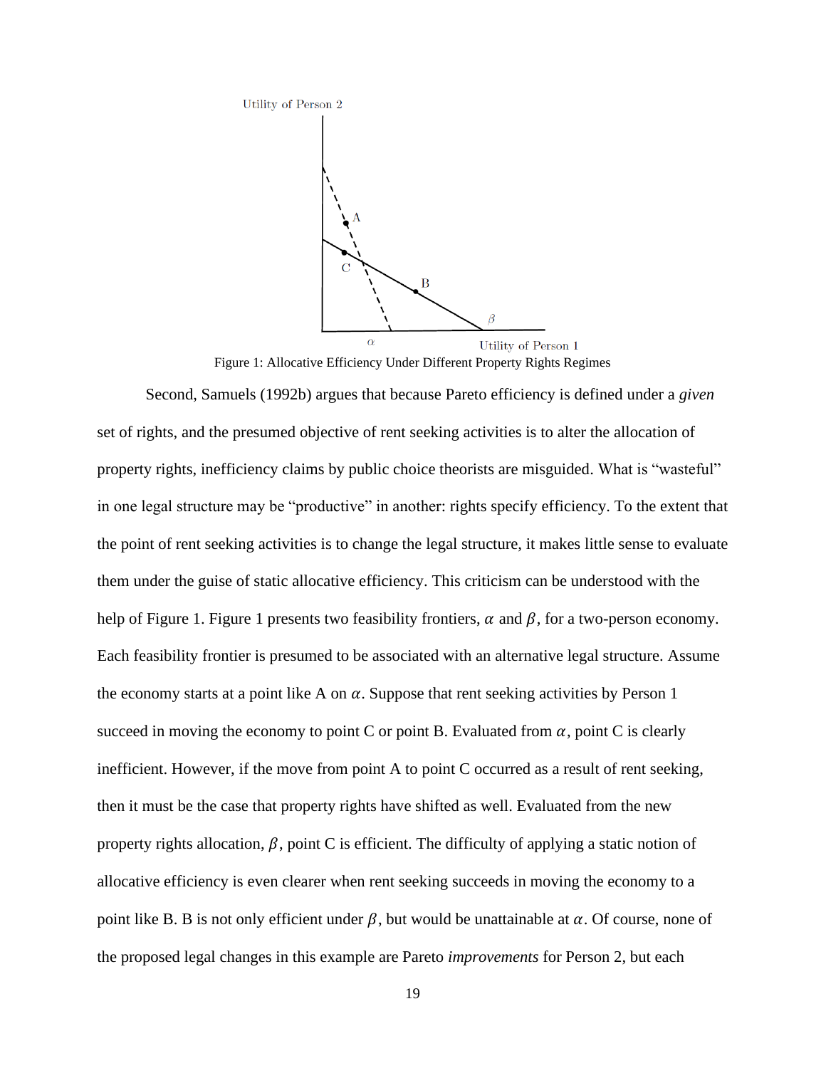Figure 1: Allocative Efficiency Under Different Property Rights Regimes

Second, Samuels (1992b) argues that because Pareto efficiency is defined under a *given* set of rights, and the presumed objective of rent seeking activities is to alter the allocation of property rights, inefficiency claims by public choice theorists are misguided. What is "wasteful" in one legal structure may be "productive" in another: rights specify efficiency. To the extent that the point of rent seeking activities is to change the legal structure, it makes little sense to evaluate them under the guise of static allocative efficiency. This criticism can be understood with the help of Figure 1. Figure 1 presents two feasibility frontiers, $\alpha$ and $\beta$, for a two-person economy. Each feasibility frontier is presumed to be associated with an alternative legal structure. Assume the economy starts at a point like A on $\alpha$. Suppose that rent seeking activities by Person 1 succeed in moving the economy to point C or point B. Evaluated from $\alpha$, point C is clearly inefficient. However, if the move from point A to point C occurred as a result of rent seeking, then it must be the case that property rights have shifted as well. Evaluated from the new property rights allocation, $\beta$, point C is efficient. The difficulty of applying a static notion of allocative efficiency is even clearer when rent seeking succeeds in moving the economy to a point like B. B is not only efficient under $\beta$, but would be unattainable at $\alpha$. Of course, none of the proposed legal changes in this example are Pareto *improvements* for Person 2, but each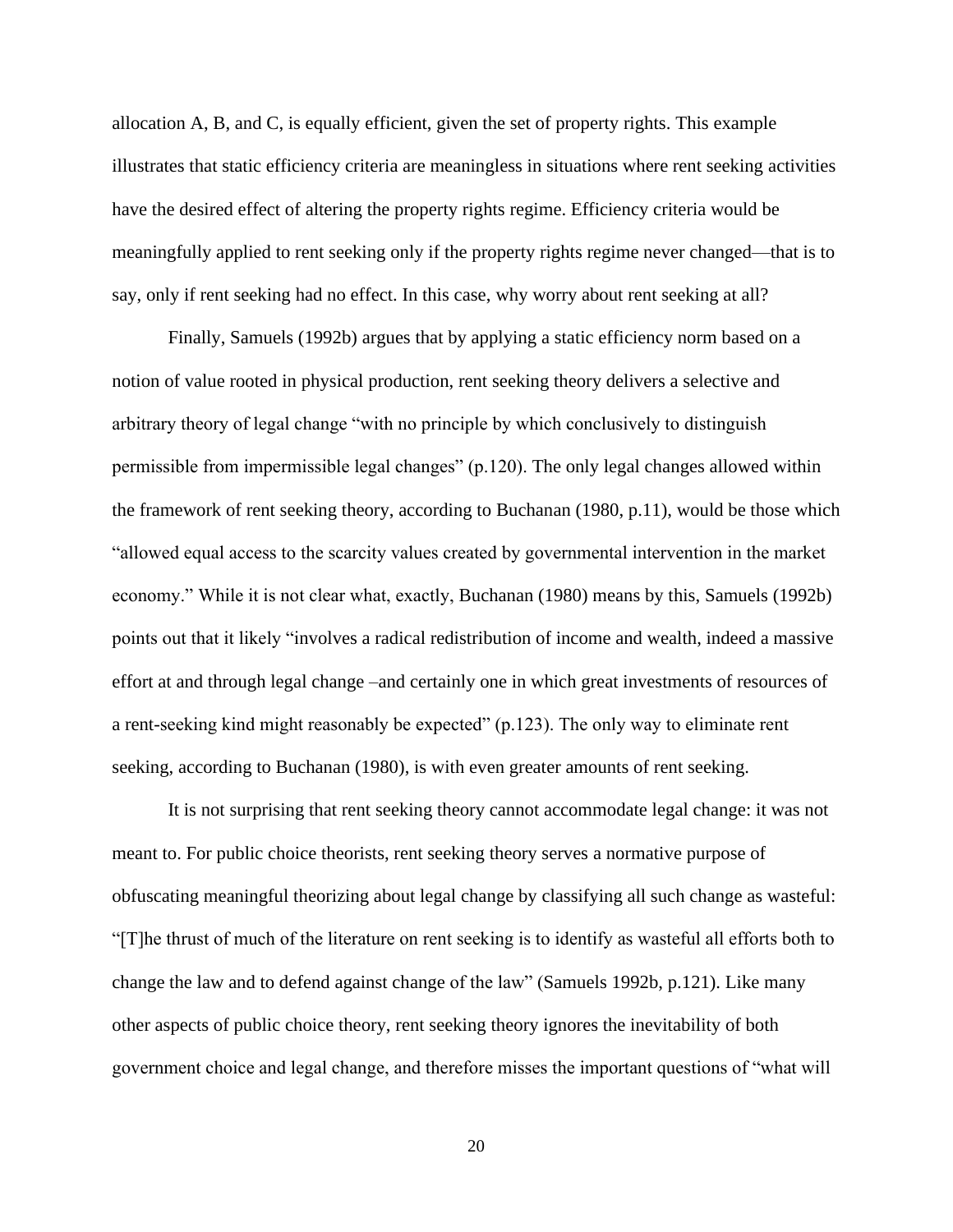allocation A, B, and C, is equally efficient, given the set of property rights. This example illustrates that static efficiency criteria are meaningless in situations where rent seeking activities have the desired effect of altering the property rights regime. Efficiency criteria would be meaningfully applied to rent seeking only if the property rights regime never changed—that is to say, only if rent seeking had no effect. In this case, why worry about rent seeking at all?

Finally, Samuels (1992b) argues that by applying a static efficiency norm based on a notion of value rooted in physical production, rent seeking theory delivers a selective and arbitrary theory of legal change "with no principle by which conclusively to distinguish permissible from impermissible legal changes" (p.120). The only legal changes allowed within the framework of rent seeking theory, according to Buchanan (1980, p.11), would be those which "allowed equal access to the scarcity values created by governmental intervention in the market economy." While it is not clear what, exactly, Buchanan (1980) means by this, Samuels (1992b) points out that it likely "involves a radical redistribution of income and wealth, indeed a massive effort at and through legal change –and certainly one in which great investments of resources of a rent-seeking kind might reasonably be expected" (p.123). The only way to eliminate rent seeking, according to Buchanan (1980), is with even greater amounts of rent seeking.

It is not surprising that rent seeking theory cannot accommodate legal change: it was not meant to. For public choice theorists, rent seeking theory serves a normative purpose of obfuscating meaningful theorizing about legal change by classifying all such change as wasteful: "[T]he thrust of much of the literature on rent seeking is to identify as wasteful all efforts both to change the law and to defend against change of the law" (Samuels 1992b, p.121). Like many other aspects of public choice theory, rent seeking theory ignores the inevitability of both government choice and legal change, and therefore misses the important questions of "what will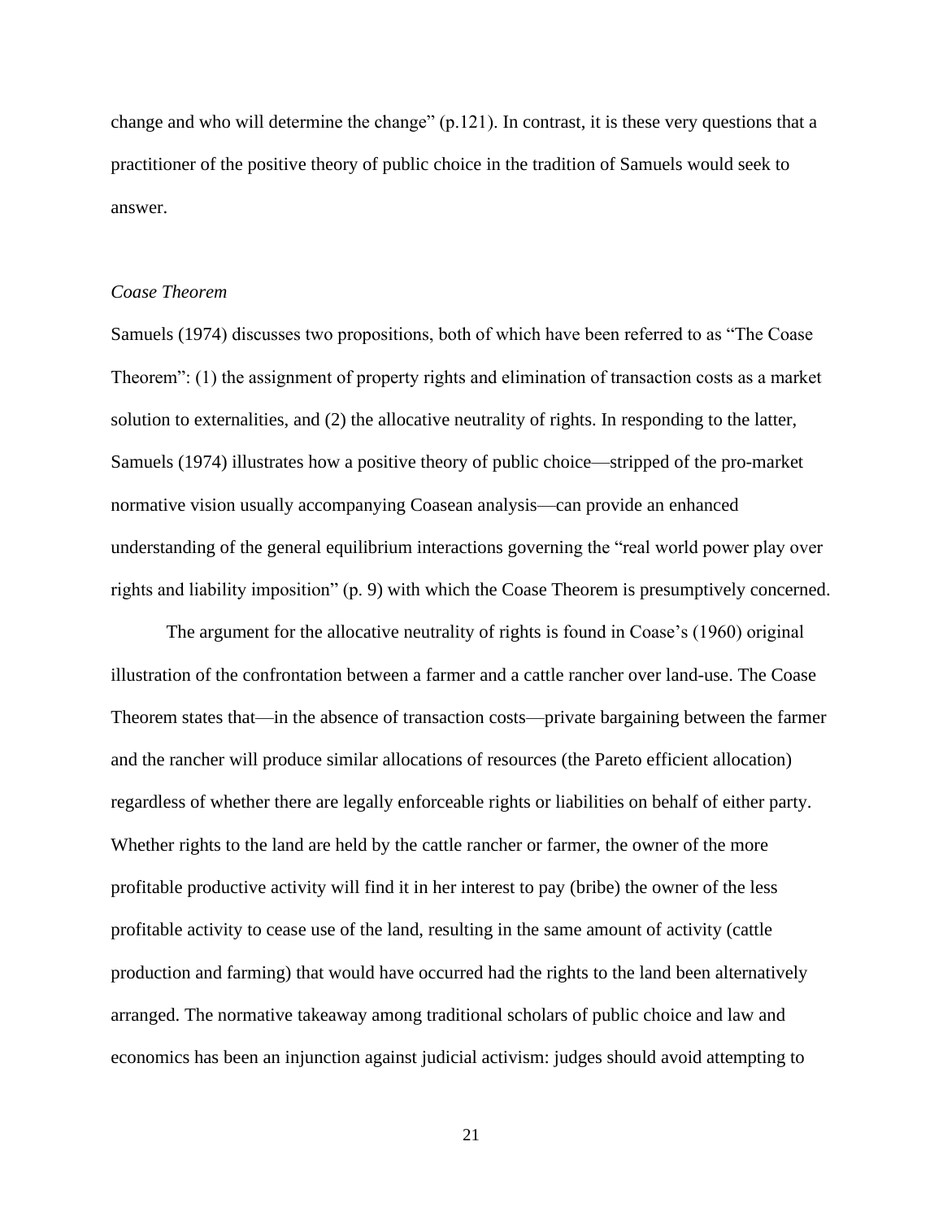change and who will determine the change" (p.121). In contrast, it is these very questions that a practitioner of the positive theory of public choice in the tradition of Samuels would seek to answer.

*Coase Theorem*

Samuels (1974) discusses two propositions, both of which have been referred to as "The Coase Theorem": (1) the assignment of property rights and elimination of transaction costs as a market solution to externalities, and (2) the allocative neutrality of rights. In responding to the latter, Samuels (1974) illustrates how a positive theory of public choice—stripped of the pro-market normative vision usually accompanying Coasean analysis—can provide an enhanced understanding of the general equilibrium interactions governing the "real world power play over rights and liability imposition" (p. 9) with which the Coase Theorem is presumptively concerned.

The argument for the allocative neutrality of rights is found in Coase's (1960) original illustration of the confrontation between a farmer and a cattle rancher over land-use. The Coase Theorem states that—in the absence of transaction costs—private bargaining between the farmer and the rancher will produce similar allocations of resources (the Pareto efficient allocation) regardless of whether there are legally enforceable rights or liabilities on behalf of either party. Whether rights to the land are held by the cattle rancher or farmer, the owner of the more profitable productive activity will find it in her interest to pay (bribe) the owner of the less profitable activity to cease use of the land, resulting in the same amount of activity (cattle production and farming) that would have occurred had the rights to the land been alternatively arranged. The normative takeaway among traditional scholars of public choice and law and economics has been an injunction against judicial activism: judges should avoid attempting to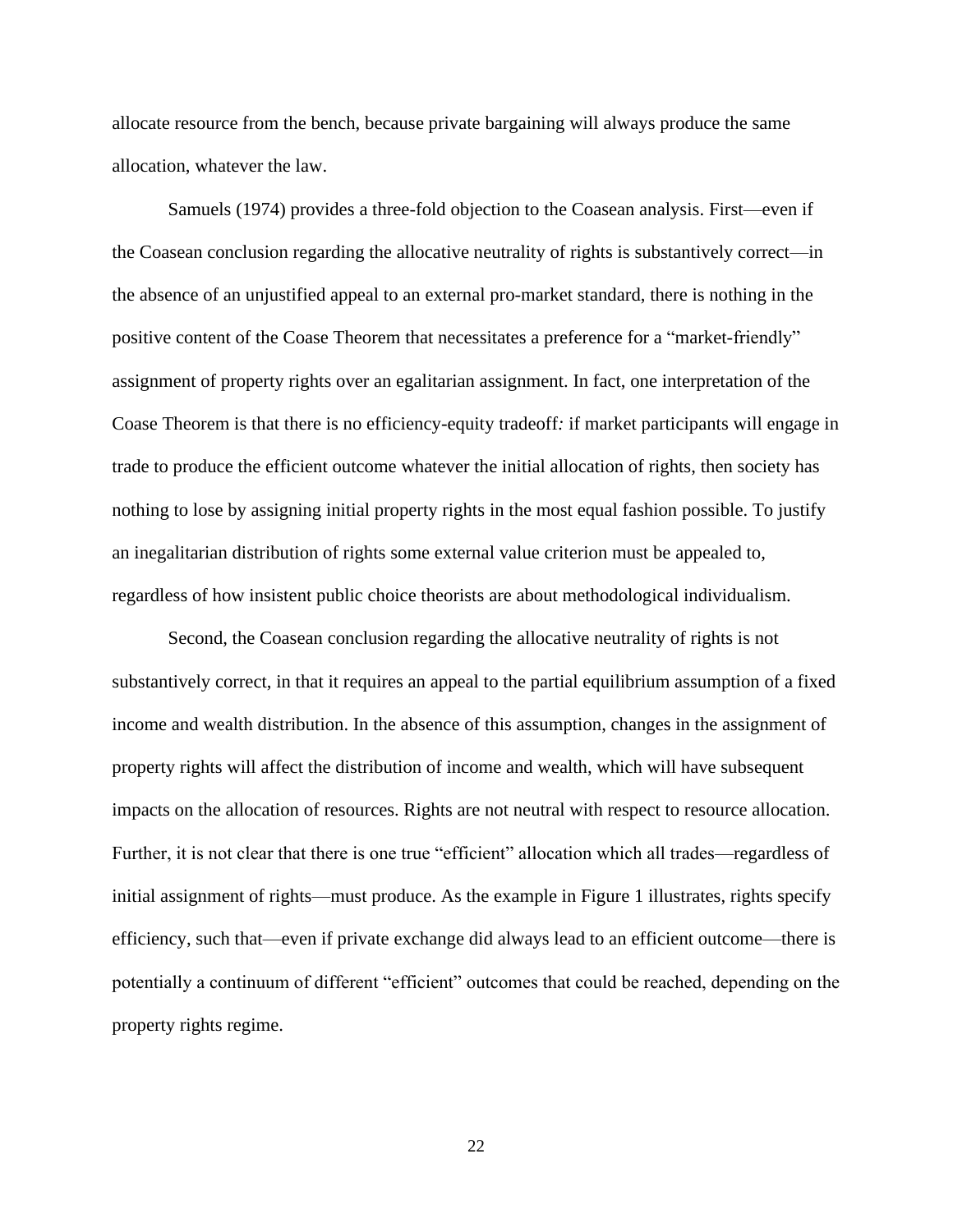allocate resource from the bench, because private bargaining will always produce the same allocation, whatever the law.

Samuels (1974) provides a three-fold objection to the Coasean analysis. First—even if the Coasean conclusion regarding the allocative neutrality of rights is substantively correct—in the absence of an unjustified appeal to an external pro-market standard, there is nothing in the positive content of the Coase Theorem that necessitates a preference for a "market-friendly" assignment of property rights over an egalitarian assignment. In fact, one interpretation of the Coase Theorem is that there is no efficiency-equity tradeoff*:* if market participants will engage in trade to produce the efficient outcome whatever the initial allocation of rights, then society has nothing to lose by assigning initial property rights in the most equal fashion possible. To justify an inegalitarian distribution of rights some external value criterion must be appealed to, regardless of how insistent public choice theorists are about methodological individualism.

Second, the Coasean conclusion regarding the allocative neutrality of rights is not substantively correct, in that it requires an appeal to the partial equilibrium assumption of a fixed income and wealth distribution. In the absence of this assumption, changes in the assignment of property rights will affect the distribution of income and wealth, which will have subsequent impacts on the allocation of resources. Rights are not neutral with respect to resource allocation. Further, it is not clear that there is one true "efficient" allocation which all trades—regardless of initial assignment of rights—must produce. As the example in Figure 1 illustrates, rights specify efficiency, such that—even if private exchange did always lead to an efficient outcome—there is potentially a continuum of different "efficient" outcomes that could be reached, depending on the property rights regime.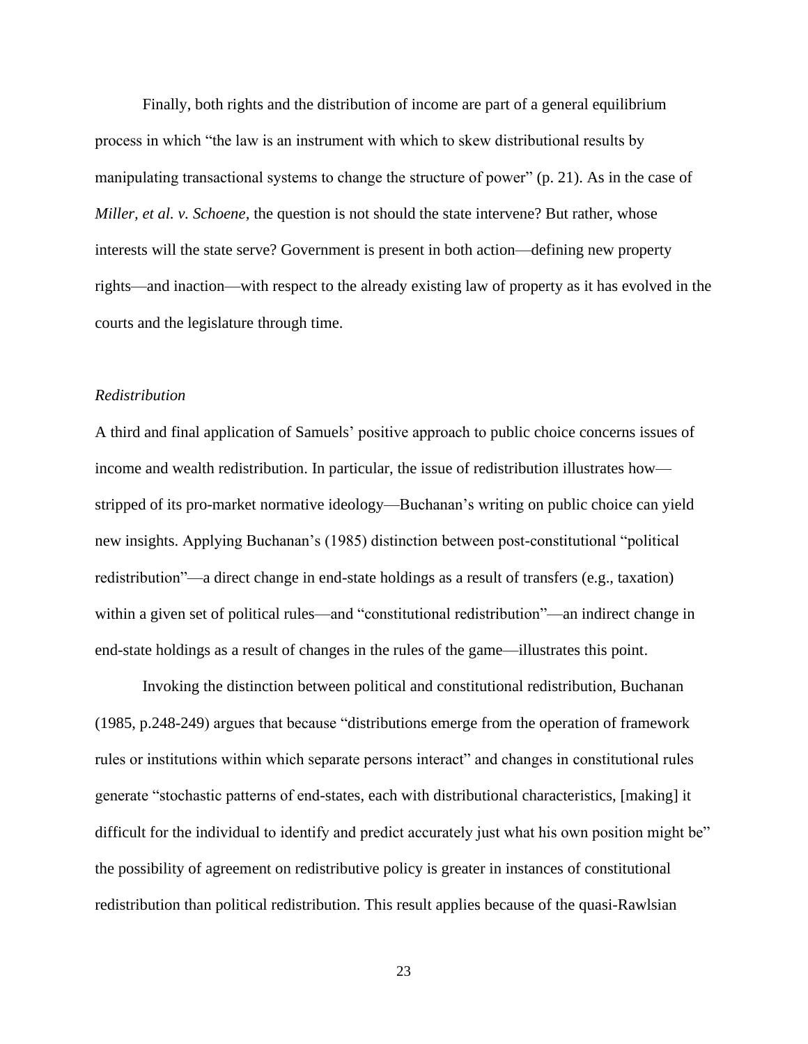Finally, both rights and the distribution of income are part of a general equilibrium process in which "the law is an instrument with which to skew distributional results by manipulating transactional systems to change the structure of power" (p. 21). As in the case of *Miller, et al. v. Schoene*, the question is not should the state intervene? But rather, whose interests will the state serve? Government is present in both action—defining new property rights—and inaction—with respect to the already existing law of property as it has evolved in the courts and the legislature through time.

*Redistribution*

A third and final application of Samuels' positive approach to public choice concerns issues of income and wealth redistribution. In particular, the issue of redistribution illustrates how—stripped of its pro-market normative ideology—Buchanan's writing on public choice can yield new insights. Applying Buchanan's (1985) distinction between post-constitutional "political redistribution"—a direct change in end-state holdings as a result of transfers (e.g., taxation) within a given set of political rules—and "constitutional redistribution"—an indirect change in end-state holdings as a result of changes in the rules of the game—illustrates this point.

Invoking the distinction between political and constitutional redistribution, Buchanan (1985, p.248-249) argues that because "distributions emerge from the operation of framework rules or institutions within which separate persons interact" and changes in constitutional rules generate "stochastic patterns of end-states, each with distributional characteristics, [making] it difficult for the individual to identify and predict accurately just what his own position might be" the possibility of agreement on redistributive policy is greater in instances of constitutional redistribution than political redistribution. This result applies because of the quasi-Rawlsian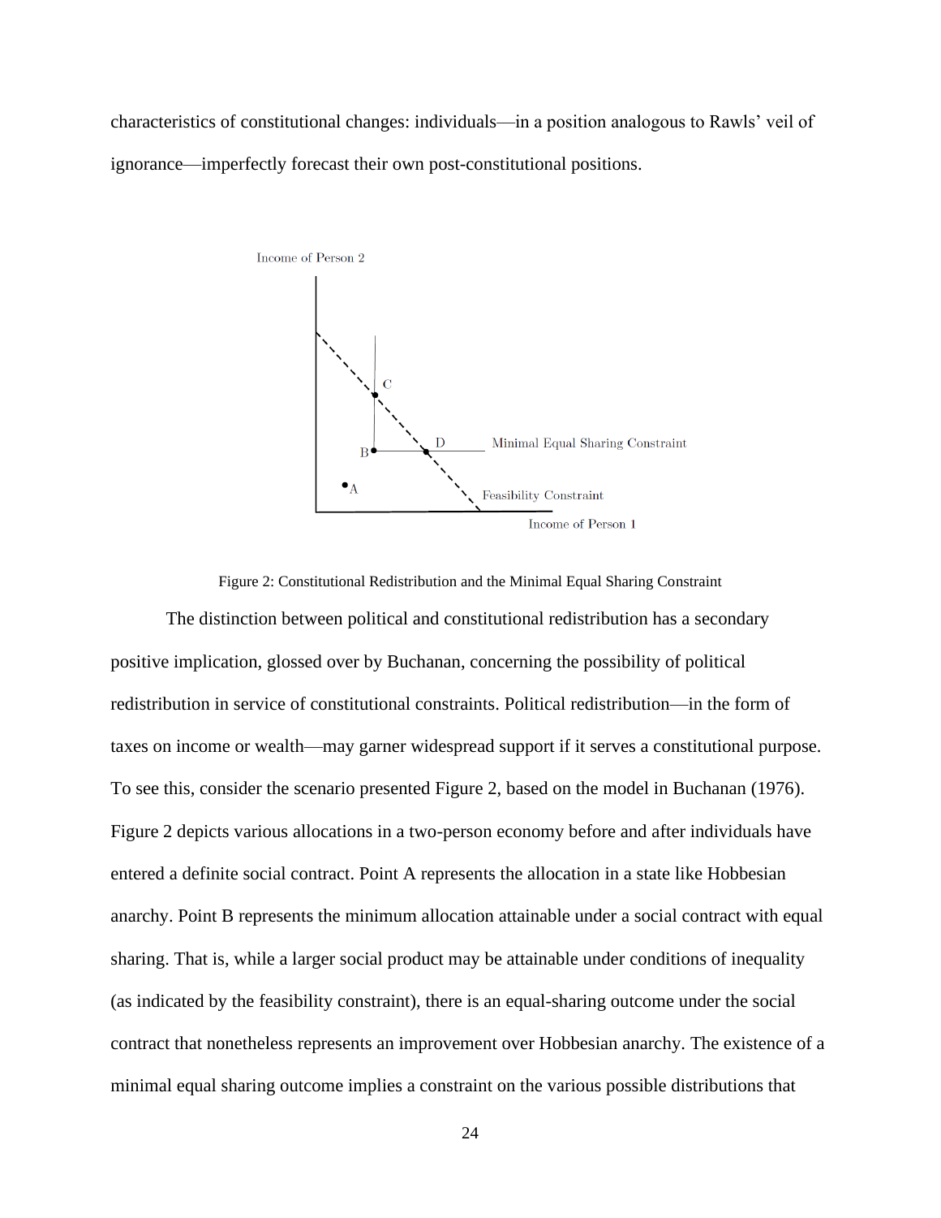characteristics of constitutional changes: individuals—in a position analogous to Rawls' veil of ignorance—imperfectly forecast their own post-constitutional positions.

Figure 2: Constitutional Redistribution and the Minimal Equal Sharing Constraint

The distinction between political and constitutional redistribution has a secondary positive implication, glossed over by Buchanan, concerning the possibility of political redistribution in service of constitutional constraints. Political redistribution—in the form of taxes on income or wealth—may garner widespread support if it serves a constitutional purpose. To see this, consider the scenario presented Figure 2, based on the model in Buchanan (1976). Figure 2 depicts various allocations in a two-person economy before and after individuals have entered a definite social contract. Point A represents the allocation in a state like Hobbesian anarchy. Point B represents the minimum allocation attainable under a social contract with equal sharing. That is, while a larger social product may be attainable under conditions of inequality (as indicated by the feasibility constraint), there is an equal-sharing outcome under the social contract that nonetheless represents an improvement over Hobbesian anarchy. The existence of a minimal equal sharing outcome implies a constraint on the various possible distributions that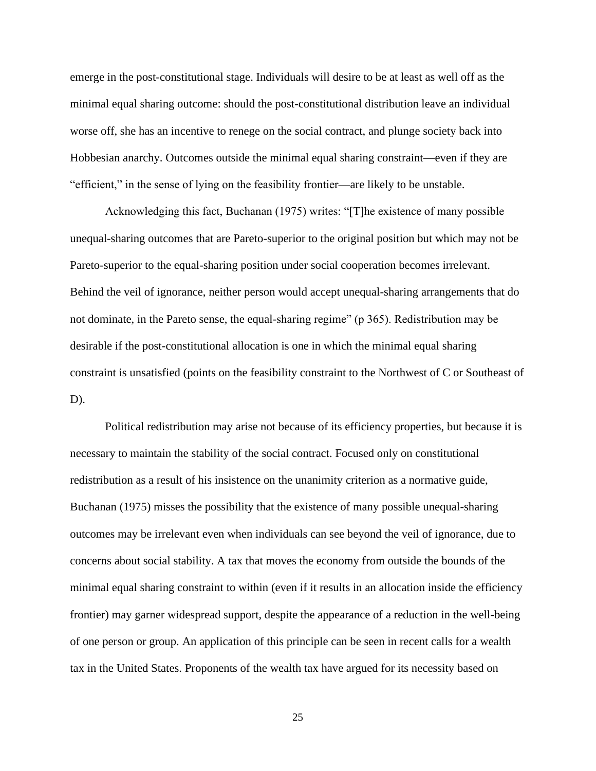emerge in the post-constitutional stage. Individuals will desire to be at least as well off as the minimal equal sharing outcome: should the post-constitutional distribution leave an individual worse off, she has an incentive to renege on the social contract, and plunge society back into Hobbesian anarchy. Outcomes outside the minimal equal sharing constraint—even if they are "efficient," in the sense of lying on the feasibility frontier—are likely to be unstable.

Acknowledging this fact, Buchanan (1975) writes: "[T]he existence of many possible unequal-sharing outcomes that are Pareto-superior to the original position but which may not be Pareto-superior to the equal-sharing position under social cooperation becomes irrelevant. Behind the veil of ignorance, neither person would accept unequal-sharing arrangements that do not dominate, in the Pareto sense, the equal-sharing regime" (p 365). Redistribution may be desirable if the post-constitutional allocation is one in which the minimal equal sharing constraint is unsatisfied (points on the feasibility constraint to the Northwest of C or Southeast of D).

Political redistribution may arise not because of its efficiency properties, but because it is necessary to maintain the stability of the social contract. Focused only on constitutional redistribution as a result of his insistence on the unanimity criterion as a normative guide, Buchanan (1975) misses the possibility that the existence of many possible unequal-sharing outcomes may be irrelevant even when individuals can see beyond the veil of ignorance, due to concerns about social stability. A tax that moves the economy from outside the bounds of the minimal equal sharing constraint to within (even if it results in an allocation inside the efficiency frontier) may garner widespread support, despite the appearance of a reduction in the well-being of one person or group. An application of this principle can be seen in recent calls for a wealth tax in the United States. Proponents of the wealth tax have argued for its necessity based on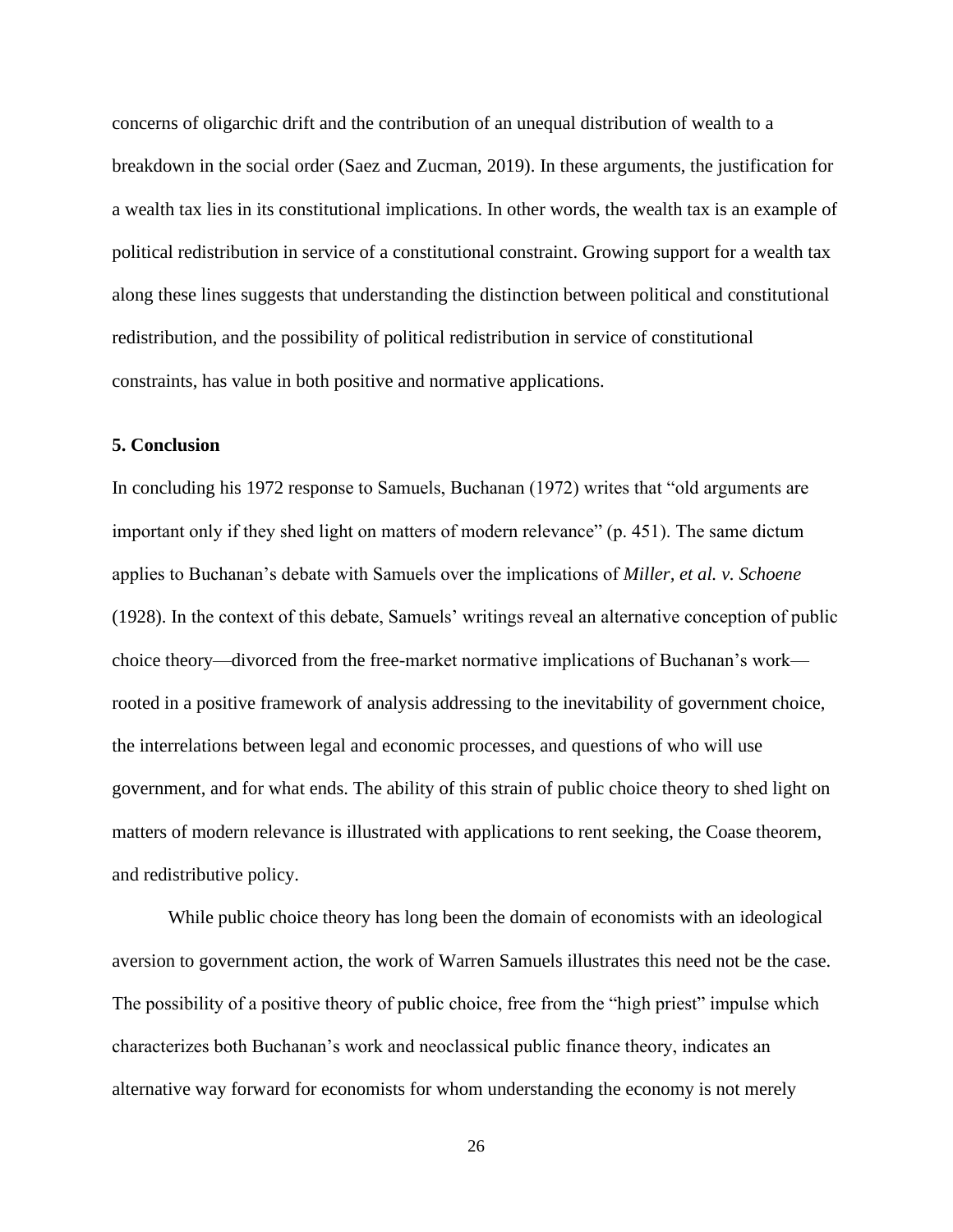concerns of oligarchic drift and the contribution of an unequal distribution of wealth to a breakdown in the social order (Saez and Zucman, 2019). In these arguments, the justification for a wealth tax lies in its constitutional implications. In other words, the wealth tax is an example of political redistribution in service of a constitutional constraint. Growing support for a wealth tax along these lines suggests that understanding the distinction between political and constitutional redistribution, and the possibility of political redistribution in service of constitutional constraints, has value in both positive and normative applications.

### 5. Conclusion

In concluding his 1972 response to Samuels, Buchanan (1972) writes that "old arguments are important only if they shed light on matters of modern relevance" (p. 451). The same dictum applies to Buchanan's debate with Samuels over the implications of *Miller, et al. v. Schoene* (1928). In the context of this debate, Samuels' writings reveal an alternative conception of public choice theory—divorced from the free-market normative implications of Buchanan's work—rooted in a positive framework of analysis addressing to the inevitability of government choice, the interrelations between legal and economic processes, and questions of who will use government, and for what ends. The ability of this strain of public choice theory to shed light on matters of modern relevance is illustrated with applications to rent seeking, the Coase theorem, and redistributive policy.

While public choice theory has long been the domain of economists with an ideological aversion to government action, the work of Warren Samuels illustrates this need not be the case. The possibility of a positive theory of public choice, free from the "high priest" impulse which characterizes both Buchanan's work and neoclassical public finance theory, indicates an alternative way forward for economists for whom understanding the economy is not merely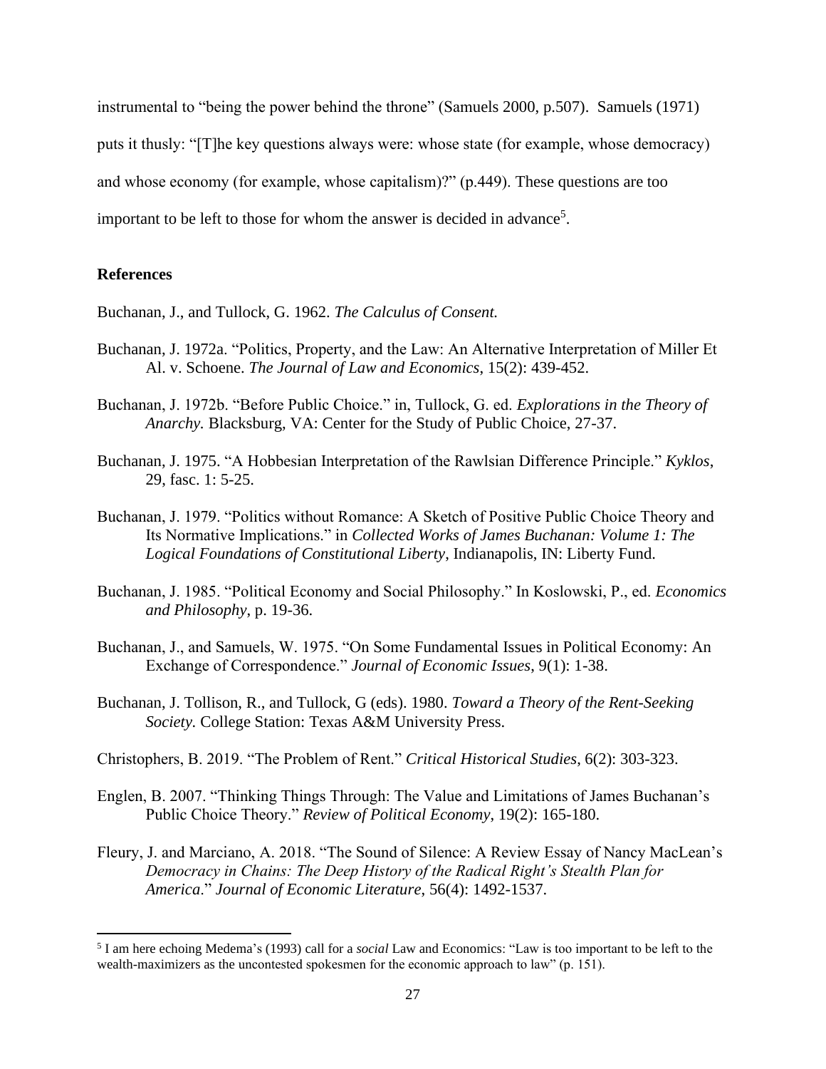instrumental to "being the power behind the throne" (Samuels 2000, p.507). Samuels (1971) puts it thusly: "[T]he key questions always were: whose state (for example, whose democracy) and whose economy (for example, whose capitalism)?" (p.449). These questions are too important to be left to those for whom the answer is decided in advance[5].

## References

Buchanan, J., and Tullock, G. 1962. *The Calculus of Consent.*

Buchanan, J. 1972a. "Politics, Property, and the Law: An Alternative Interpretation of Miller Et Al. v. Schoene. *The Journal of Law and Economics*, 15(2): 439-452.

Buchanan, J. 1972b. "Before Public Choice." in, Tullock, G. ed. *Explorations in the Theory of Anarchy.* Blacksburg, VA: Center for the Study of Public Choice, 27-37.

Buchanan, J. 1975. "A Hobbesian Interpretation of the Rawlsian Difference Principle." *Kyklos*, 29, fasc. 1: 5-25.

Buchanan, J. 1979. "Politics without Romance: A Sketch of Positive Public Choice Theory and Its Normative Implications." in *Collected Works of James Buchanan: Volume 1: The Logical Foundations of Constitutional Liberty*, Indianapolis, IN: Liberty Fund.

Buchanan, J. 1985. "Political Economy and Social Philosophy." In Koslowski, P., ed. *Economics and Philosophy*, p. 19-36.

Buchanan, J., and Samuels, W. 1975. "On Some Fundamental Issues in Political Economy: An Exchange of Correspondence." *Journal of Economic Issues*, 9(1): 1-38.

Buchanan, J. Tollison, R., and Tullock, G (eds). 1980. *Toward a Theory of the Rent-Seeking Society.* College Station: Texas A&M University Press.

Christophers, B. 2019. "The Problem of Rent." *Critical Historical Studies*, 6(2): 303-323.

Englen, B. 2007. "Thinking Things Through: The Value and Limitations of James Buchanan's Public Choice Theory." *Review of Political Economy*, 19(2): 165-180.

Fleury, J. and Marciano, A. 2018. "The Sound of Silence: A Review Essay of Nancy MacLean's *Democracy in Chains: The Deep History of the Radical Right's Stealth Plan for America*." *Journal of Economic Literature*, 56(4): 1492-1537.

[5] I am here echoing Medema's (1993) call for a *social* Law and Economics: "Law is too important to be left to the wealth-maximizers as the uncontested spokesmen for the economic approach to law" (p. 151).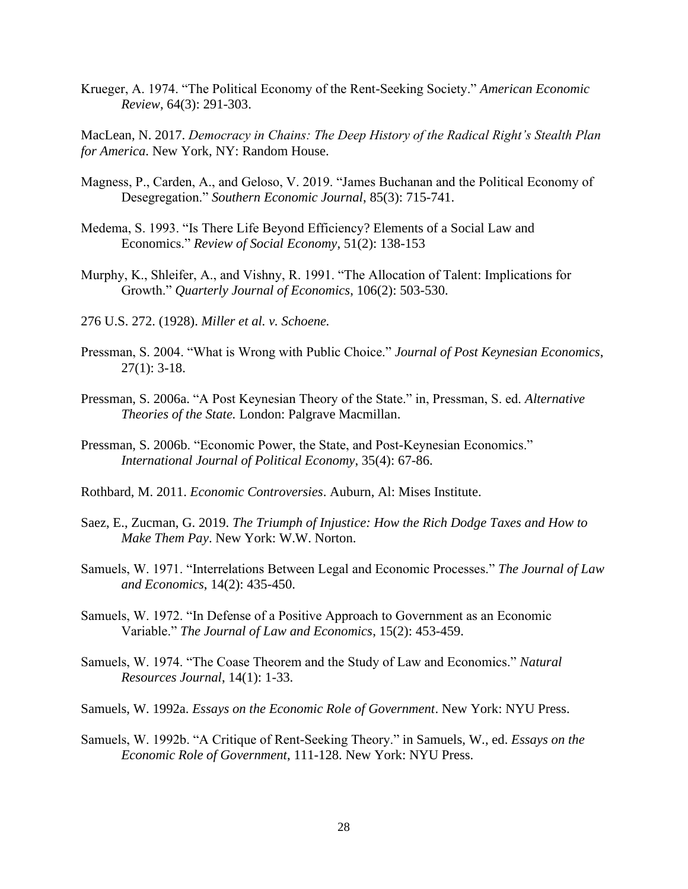Krueger, A. 1974. “The Political Economy of the Rent-Seeking Society.” *American Economic Review*, 64(3): 291-303.

MacLean, N. 2017. *Democracy in Chains: The Deep History of the Radical Right's Stealth Plan for America*. New York, NY: Random House.

Magness, P., Carden, A., and Geloso, V. 2019. “James Buchanan and the Political Economy of Desegregation.” *Southern Economic Journal*, 85(3): 715-741.

Medema, S. 1993. “Is There Life Beyond Efficiency? Elements of a Social Law and Economics.” *Review of Social Economy*, 51(2): 138-153

Murphy, K., Shleifer, A., and Vishny, R. 1991. “The Allocation of Talent: Implications for Growth.” *Quarterly Journal of Economics*, 106(2): 503-530.

276 U.S. 272. (1928). *Miller et al. v. Schoene.*

Pressman, S. 2004. “What is Wrong with Public Choice.” *Journal of Post Keynesian Economics*, 27(1): 3-18.

Pressman, S. 2006a. “A Post Keynesian Theory of the State.” in, Pressman, S. ed. *Alternative Theories of the State.* London: Palgrave Macmillan.

Pressman, S. 2006b. “Economic Power, the State, and Post-Keynesian Economics.” *International Journal of Political Economy*, 35(4): 67-86.

Rothbard, M. 2011. *Economic Controversies*. Auburn, Al: Mises Institute.

Saez, E., Zucman, G. 2019. *The Triumph of Injustice: How the Rich Dodge Taxes and How to Make Them Pay*. New York: W.W. Norton.

Samuels, W. 1971. “Interrelations Between Legal and Economic Processes.” *The Journal of Law and Economics*, 14(2): 435-450.

Samuels, W. 1972. “In Defense of a Positive Approach to Government as an Economic Variable.” *The Journal of Law and Economics*, 15(2): 453-459.

Samuels, W. 1974. “The Coase Theorem and the Study of Law and Economics.” *Natural Resources Journal*, 14(1): 1-33.

Samuels, W. 1992a. *Essays on the Economic Role of Government*. New York: NYU Press.

Samuels, W. 1992b. “A Critique of Rent-Seeking Theory.” in Samuels, W., ed. *Essays on the Economic Role of Government*, 111-128. New York: NYU Press.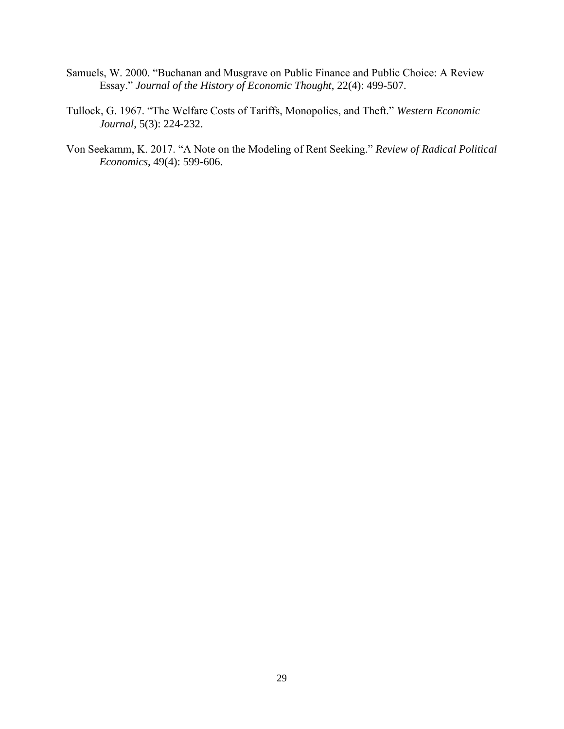Samuels, W. 2000. "Buchanan and Musgrave on Public Finance and Public Choice: A Review Essay." *Journal of the History of Economic Thought*, 22(4): 499-507.

Tullock, G. 1967. "The Welfare Costs of Tariffs, Monopolies, and Theft." *Western Economic Journal*, 5(3): 224-232.

Von Seekamm, K. 2017. "A Note on the Modeling of Rent Seeking." *Review of Radical Political Economics*, 49(4): 599-606.